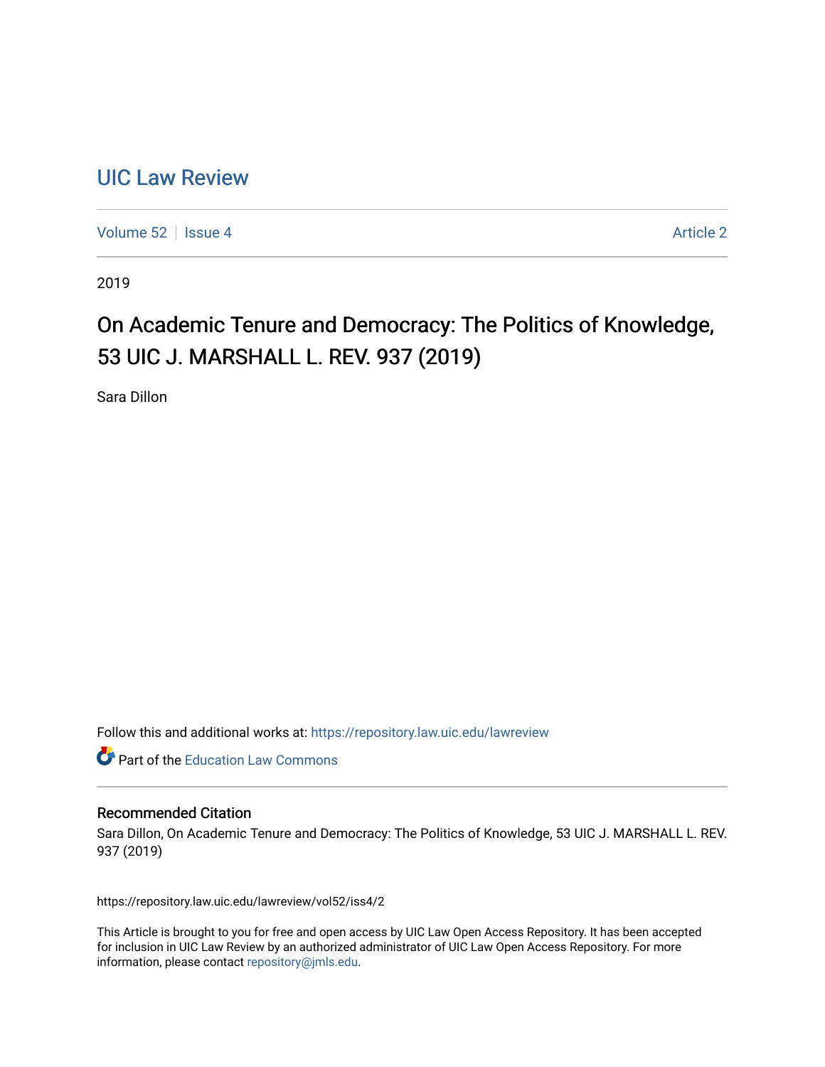# UIC Law Review

Volume 52 | Issue 4 | Article 2

2019

## On Academic Tenure and Democracy: The Politics of Knowledge, 53 UIC J. MARSHALL L. REV. 937 (2019)

Sara Dillon

Follow this and additional works at: https://repository.law.uic.edu/lawreview

Part of the Education Law Commons

### Recommended Citation

Sara Dillon, On Academic Tenure and Democracy: The Politics of Knowledge, 53 UIC J. MARSHALL L. REV. 937 (2019)

https://repository.law.uic.edu/lawreview/vol52/iss4/2

This Article is brought to you for free and open access by UIC Law Open Access Repository. It has been accepted for inclusion in UIC Law Review by an authorized administrator of UIC Law Open Access Repository. For more information, please contact repository@jmls.edu.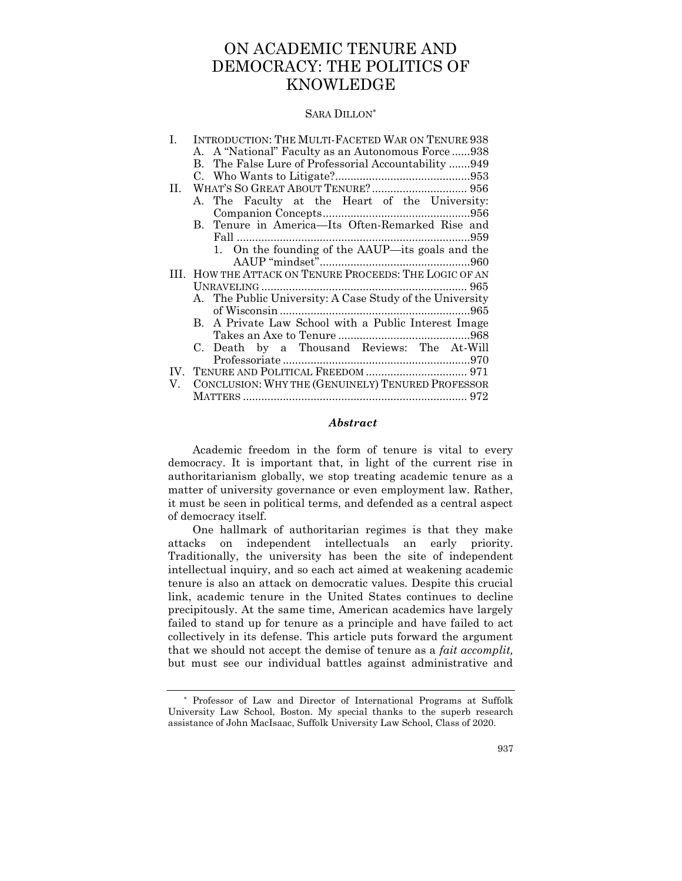# ON ACADEMIC TENURE AND DEMOCRACY: THE POLITICS OF KNOWLEDGE

SARA DILLON[*]

I. INTRODUCTION: THE MULTI-FACETED WAR ON TENURE 938
   A. A "National" Faculty as an Autonomous Force ...... 938
   B. The False Lure of Professorial Accountability ....... 949
   C. Who Wants to Litigate? ........................................... 953
II. WHAT'S SO GREAT ABOUT TENURE? ............................... 956
   A. The Faculty at the Heart of the University: Companion Concepts ................................................ 956
   B. Tenure in America—Its Often-Remarked Rise and Fall ........................................................................... 959
      1. On the founding of the AAUP—its goals and the AAUP "mindset" ................................................. 960
III. HOW THE ATTACK ON TENURE PROCEEDS: THE LOGIC OF AN UNRAVELING .................................................................. 965
   A. The Public University: A Case Study of the University of Wisconsin .............................................................. 965
   B. A Private Law School with a Public Interest Image Takes an Axe to Tenure ........................................... 968
   C. Death by a Thousand Reviews: The At-Will Professoriate ............................................................. 970
IV. TENURE AND POLITICAL FREEDOM ................................. 971
V. CONCLUSION: WHY THE (GENUINELY) TENURED PROFESSOR MATTERS ......................................................................... 972

### *Abstract*

Academic freedom in the form of tenure is vital to every democracy. It is important that, in light of the current rise in authoritarianism globally, we stop treating academic tenure as a matter of university governance or even employment law. Rather, it must be seen in political terms, and defended as a central aspect of democracy itself.

One hallmark of authoritarian regimes is that they make attacks on independent intellectuals an early priority. Traditionally, the university has been the site of independent intellectual inquiry, and so each act aimed at weakening academic tenure is also an attack on democratic values. Despite this crucial link, academic tenure in the United States continues to decline precipitously. At the same time, American academics have largely failed to stand up for tenure as a principle and have failed to act collectively in its defense. This article puts forward the argument that we should not accept the demise of tenure as a *fait accomplit,* but must see our individual battles against administrative and

---

[*] Professor of Law and Director of International Programs at Suffolk University Law School, Boston. My special thanks to the superb research assistance of John MacIsaac, Suffolk University Law School, Class of 2020.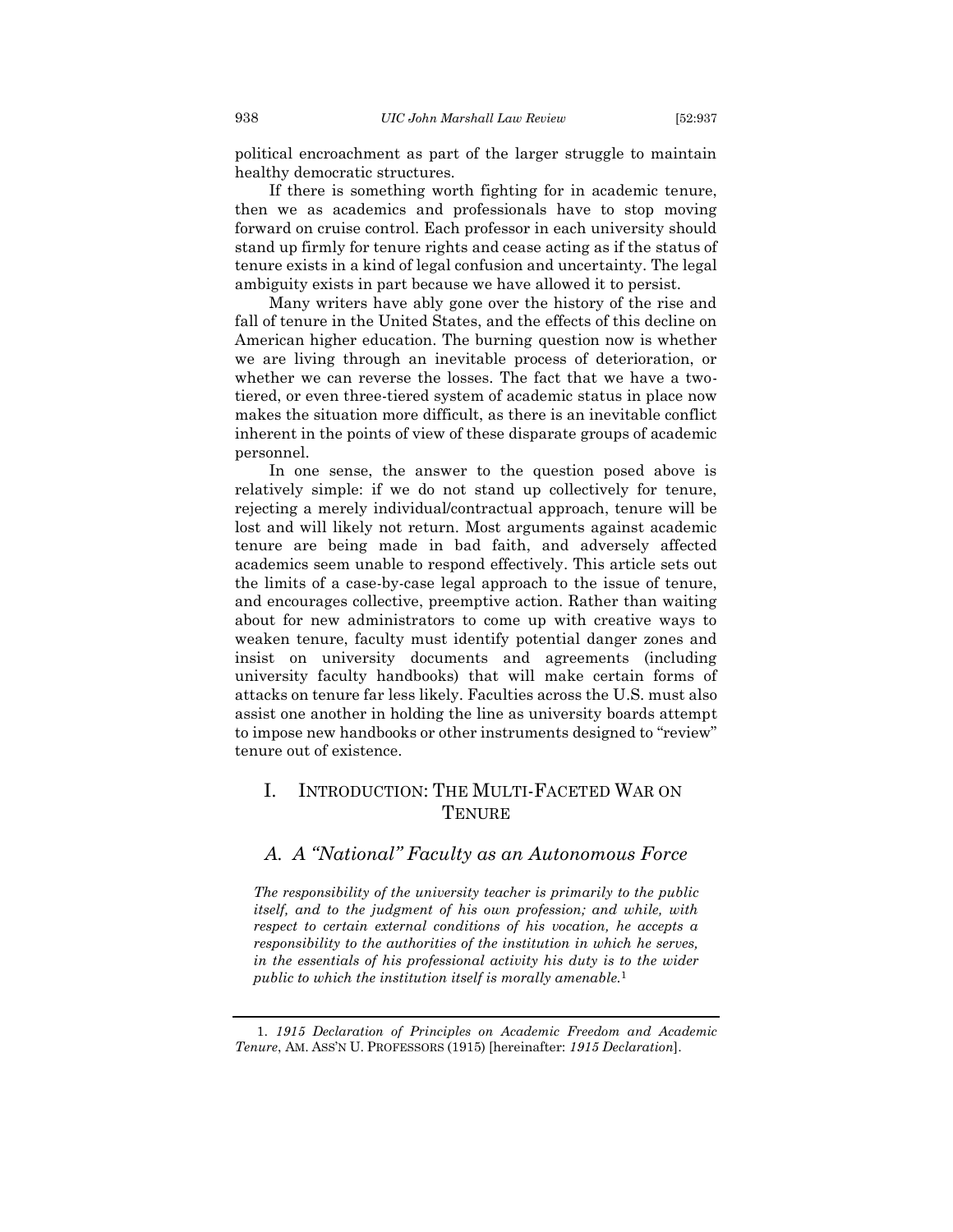political encroachment as part of the larger struggle to maintain healthy democratic structures.

If there is something worth fighting for in academic tenure, then we as academics and professionals have to stop moving forward on cruise control. Each professor in each university should stand up firmly for tenure rights and cease acting as if the status of tenure exists in a kind of legal confusion and uncertainty. The legal ambiguity exists in part because we have allowed it to persist.

Many writers have ably gone over the history of the rise and fall of tenure in the United States, and the effects of this decline on American higher education. The burning question now is whether we are living through an inevitable process of deterioration, or whether we can reverse the losses. The fact that we have a two-tiered, or even three-tiered system of academic status in place now makes the situation more difficult, as there is an inevitable conflict inherent in the points of view of these disparate groups of academic personnel.

In one sense, the answer to the question posed above is relatively simple: if we do not stand up collectively for tenure, rejecting a merely individual/contractual approach, tenure will be lost and will likely not return. Most arguments against academic tenure are being made in bad faith, and adversely affected academics seem unable to respond effectively. This article sets out the limits of a case-by-case legal approach to the issue of tenure, and encourages collective, preemptive action. Rather than waiting about for new administrators to come up with creative ways to weaken tenure, faculty must identify potential danger zones and insist on university documents and agreements (including university faculty handbooks) that will make certain forms of attacks on tenure far less likely. Faculties across the U.S. must also assist one another in holding the line as university boards attempt to impose new handbooks or other instruments designed to "review" tenure out of existence.

# I. INTRODUCTION: THE MULTI-FACETED WAR ON TENURE

## *A. A "National" Faculty as an Autonomous Force*

*The responsibility of the university teacher is primarily to the public itself, and to the judgment of his own profession; and while, with respect to certain external conditions of his vocation, he accepts a responsibility to the authorities of the institution in which he serves, in the essentials of his professional activity his duty is to the wider public to which the institution itself is morally amenable.*[1]

---

1. *1915 Declaration of Principles on Academic Freedom and Academic Tenure*, AM. ASS'N U. PROFESSORS (1915) [hereinafter: *1915 Declaration*].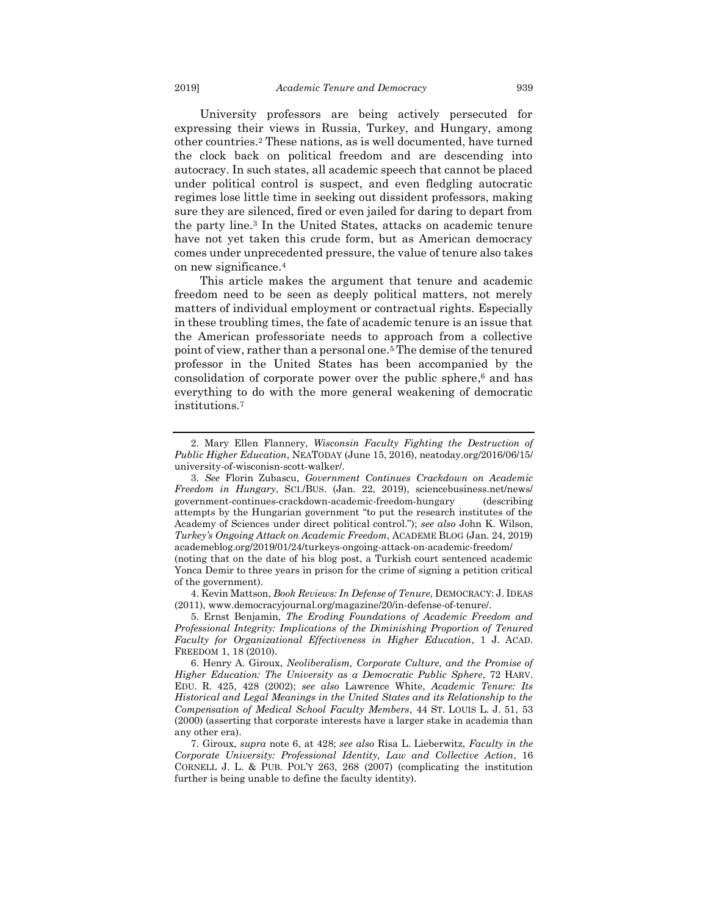University professors are being actively persecuted for expressing their views in Russia, Turkey, and Hungary, among other countries.[2] These nations, as is well documented, have turned the clock back on political freedom and are descending into autocracy. In such states, all academic speech that cannot be placed under political control is suspect, and even fledgling autocratic regimes lose little time in seeking out dissident professors, making sure they are silenced, fired or even jailed for daring to depart from the party line.[3] In the United States, attacks on academic tenure have not yet taken this crude form, but as American democracy comes under unprecedented pressure, the value of tenure also takes on new significance.[4]

This article makes the argument that tenure and academic freedom need to be seen as deeply political matters, not merely matters of individual employment or contractual rights. Especially in these troubling times, the fate of academic tenure is an issue that the American professoriate needs to approach from a collective point of view, rather than a personal one.[5] The demise of the tenured professor in the United States has been accompanied by the consolidation of corporate power over the public sphere,[6] and has everything to do with the more general weakening of democratic institutions.[7]

---

2. Mary Ellen Flannery, *Wisconsin Faculty Fighting the Destruction of Public Higher Education*, NEATODAY (June 15, 2016), neatoday.org/2016/06/15/university-of-wisconisn-scott-walker/.

3. *See* Florin Zubascu, *Government Continues Crackdown on Academic Freedom in Hungary*, SCI./BUS. (Jan. 22, 2019), sciencebusiness.net/news/government-continues-crackdown-academic-freedom-hungary (describing attempts by the Hungarian government "to put the research institutes of the Academy of Sciences under direct political control."); *see also* John K. Wilson, *Turkey's Ongoing Attack on Academic Freedom*, ACADEME BLOG (Jan. 24, 2019) academeblog.org/2019/01/24/turkeys-ongoing-attack-on-academic-freedom/ (noting that on the date of his blog post, a Turkish court sentenced academic Yonca Demir to three years in prison for the crime of signing a petition critical of the government).

4. Kevin Mattson, *Book Reviews: In Defense of Tenure*, DEMOCRACY: J. IDEAS (2011), www.democracyjournal.org/magazine/20/in-defense-of-tenure/.

5. Ernst Benjamin, *The Eroding Foundations of Academic Freedom and Professional Integrity: Implications of the Diminishing Proportion of Tenured Faculty for Organizational Effectiveness in Higher Education*, 1 J. ACAD. FREEDOM 1, 18 (2010).

6. Henry A. Giroux, *Neoliberalism, Corporate Culture, and the Promise of Higher Education: The University as a Democratic Public Sphere*, 72 HARV. EDU. R. 425, 428 (2002); *see also* Lawrence White, *Academic Tenure: Its Historical and Legal Meanings in the United States and its Relationship to the Compensation of Medical School Faculty Members*, 44 ST. LOUIS L. J. 51, 53 (2000) (asserting that corporate interests have a larger stake in academia than any other era).

7. Giroux, *supra* note 6, at 428; *see also* Risa L. Lieberwitz, *Faculty in the Corporate University: Professional Identity, Law and Collective Action*, 16 CORNELL J. L. & PUB. POL'Y 263, 268 (2007) (complicating the institution further is being unable to define the faculty identity).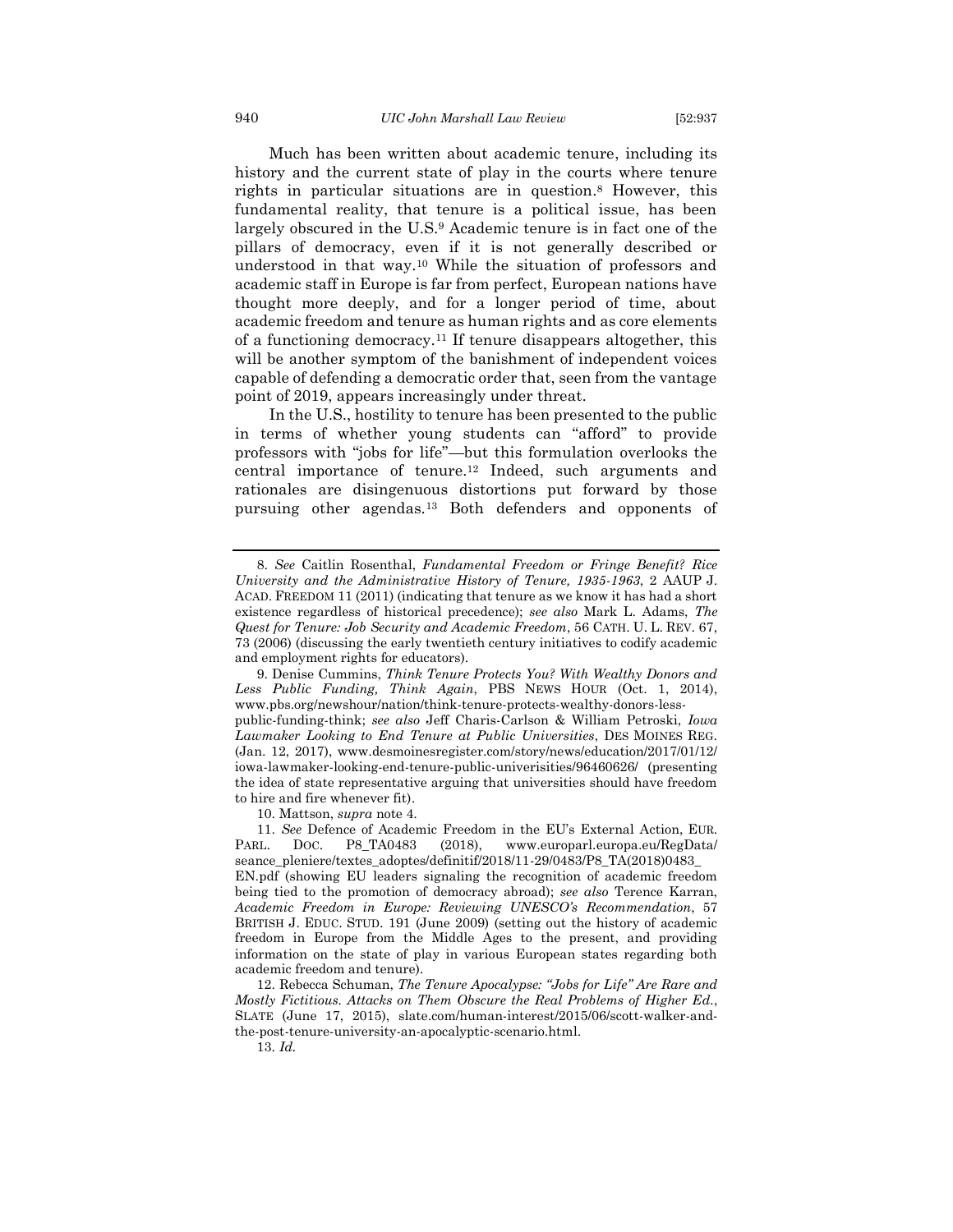Much has been written about academic tenure, including its history and the current state of play in the courts where tenure rights in particular situations are in question.[8] However, this fundamental reality, that tenure is a political issue, has been largely obscured in the U.S.[9] Academic tenure is in fact one of the pillars of democracy, even if it is not generally described or understood in that way.[10] While the situation of professors and academic staff in Europe is far from perfect, European nations have thought more deeply, and for a longer period of time, about academic freedom and tenure as human rights and as core elements of a functioning democracy.[11] If tenure disappears altogether, this will be another symptom of the banishment of independent voices capable of defending a democratic order that, seen from the vantage point of 2019, appears increasingly under threat.

In the U.S., hostility to tenure has been presented to the public in terms of whether young students can "afford" to provide professors with "jobs for life"—but this formulation overlooks the central importance of tenure.[12] Indeed, such arguments and rationales are disingenuous distortions put forward by those pursuing other agendas.[13] Both defenders and opponents of

---

8. *See* Caitlin Rosenthal, *Fundamental Freedom or Fringe Benefit? Rice University and the Administrative History of Tenure, 1935-1963*, 2 AAUP J. ACAD. FREEDOM 11 (2011) (indicating that tenure as we know it has had a short existence regardless of historical precedence); *see also* Mark L. Adams, *The Quest for Tenure: Job Security and Academic Freedom*, 56 CATH. U. L. REV. 67, 73 (2006) (discussing the early twentieth century initiatives to codify academic and employment rights for educators).

9. Denise Cummins, *Think Tenure Protects You? With Wealthy Donors and Less Public Funding, Think Again*, PBS NEWS HOUR (Oct. 1, 2014), www.pbs.org/newshour/nation/think-tenure-protects-wealthy-donors-less-public-funding-think; *see also* Jeff Charis-Carlson & William Petroski, *Iowa Lawmaker Looking to End Tenure at Public Universities*, DES MOINES REG. (Jan. 12, 2017), www.desmoinesregister.com/story/news/education/2017/01/12/iowa-lawmaker-looking-end-tenure-public-univerisities/96460626/ (presenting the idea of state representative arguing that universities should have freedom to hire and fire whenever fit).

10. Mattson, *supra* note 4.

11. *See* Defence of Academic Freedom in the EU's External Action, EUR. PARL. DOC. P8_TA0483 (2018), www.europarl.europa.eu/RegData/seance_pleniere/textes_adoptes/definitif/2018/11-29/0483/P8_TA(2018)0483_EN.pdf (showing EU leaders signaling the recognition of academic freedom being tied to the promotion of democracy abroad); *see also* Terence Karran, *Academic Freedom in Europe: Reviewing UNESCO's Recommendation*, 57 BRITISH J. EDUC. STUD. 191 (June 2009) (setting out the history of academic freedom in Europe from the Middle Ages to the present, and providing information on the state of play in various European states regarding both academic freedom and tenure).

12. Rebecca Schuman, *The Tenure Apocalypse: "Jobs for Life" Are Rare and Mostly Fictitious. Attacks on Them Obscure the Real Problems of Higher Ed.*, SLATE (June 17, 2015), slate.com/human-interest/2015/06/scott-walker-and-the-post-tenure-university-an-apocalyptic-scenario.html.

13. *Id.*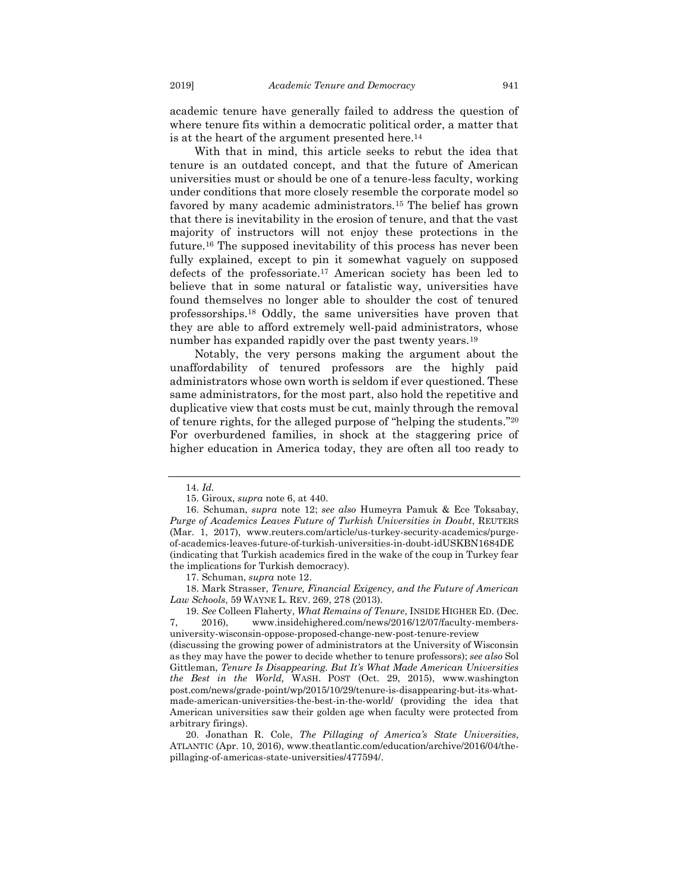academic tenure have generally failed to address the question of where tenure fits within a democratic political order, a matter that is at the heart of the argument presented here.[14]

With that in mind, this article seeks to rebut the idea that tenure is an outdated concept, and that the future of American universities must or should be one of a tenure-less faculty, working under conditions that more closely resemble the corporate model so favored by many academic administrators.[15] The belief has grown that there is inevitability in the erosion of tenure, and that the vast majority of instructors will not enjoy these protections in the future.[16] The supposed inevitability of this process has never been fully explained, except to pin it somewhat vaguely on supposed defects of the professoriate.[17] American society has been led to believe that in some natural or fatalistic way, universities have found themselves no longer able to shoulder the cost of tenured professorships.[18] Oddly, the same universities have proven that they are able to afford extremely well-paid administrators, whose number has expanded rapidly over the past twenty years.[19]

Notably, the very persons making the argument about the unaffordability of tenured professors are the highly paid administrators whose own worth is seldom if ever questioned. These same administrators, for the most part, also hold the repetitive and duplicative view that costs must be cut, mainly through the removal of tenure rights, for the alleged purpose of "helping the students."[20] For overburdened families, in shock at the staggering price of higher education in America today, they are often all too ready to

---

14. *Id.*

15. Giroux, *supra* note 6, at 440.

16. Schuman, *supra* note 12; *see also* Humeyra Pamuk & Ece Toksabay, *Purge of Academics Leaves Future of Turkish Universities in Doubt*, REUTERS (Mar. 1, 2017), www.reuters.com/article/us-turkey-security-academics/purge-of-academics-leaves-future-of-turkish-universities-in-doubt-idUSKBN1684DE (indicating that Turkish academics fired in the wake of the coup in Turkey fear the implications for Turkish democracy).

17. Schuman, *supra* note 12.

18. Mark Strasser, *Tenure, Financial Exigency, and the Future of American Law Schools*, 59 WAYNE L. REV. 269, 278 (2013).

19. *See* Colleen Flaherty, *What Remains of Tenure*, INSIDE HIGHER ED. (Dec. 7, 2016), www.insidehighered.com/news/2016/12/07/faculty-members-university-wisconsin-oppose-proposed-change-new-post-tenure-review (discussing the growing power of administrators at the University of Wisconsin as they may have the power to decide whether to tenure professors); *see also* Sol Gittleman, *Tenure Is Disappearing. But It's What Made American Universities the Best in the World,* WASH. POST (Oct. 29, 2015), www.washingtonpost.com/news/grade-point/wp/2015/10/29/tenure-is-disappearing-but-its-what-made-american-universities-the-best-in-the-world/ (providing the idea that American universities saw their golden age when faculty were protected from arbitrary firings).

20. Jonathan R. Cole, *The Pillaging of America's State Universities*, ATLANTIC (Apr. 10, 2016), www.theatlantic.com/education/archive/2016/04/the-pillaging-of-americas-state-universities/477594/.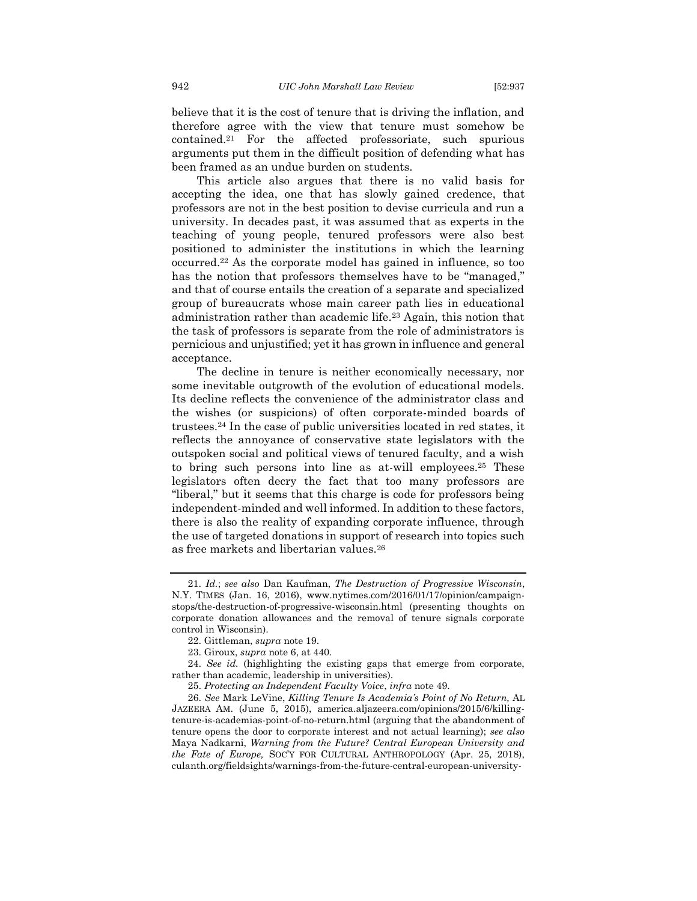believe that it is the cost of tenure that is driving the inflation, and therefore agree with the view that tenure must somehow be contained.[21] For the affected professoriate, such spurious arguments put them in the difficult position of defending what has been framed as an undue burden on students.

This article also argues that there is no valid basis for accepting the idea, one that has slowly gained credence, that professors are not in the best position to devise curricula and run a university. In decades past, it was assumed that as experts in the teaching of young people, tenured professors were also best positioned to administer the institutions in which the learning occurred.[22] As the corporate model has gained in influence, so too has the notion that professors themselves have to be "managed," and that of course entails the creation of a separate and specialized group of bureaucrats whose main career path lies in educational administration rather than academic life.[23] Again, this notion that the task of professors is separate from the role of administrators is pernicious and unjustified; yet it has grown in influence and general acceptance.

The decline in tenure is neither economically necessary, nor some inevitable outgrowth of the evolution of educational models. Its decline reflects the convenience of the administrator class and the wishes (or suspicions) of often corporate-minded boards of trustees.[24] In the case of public universities located in red states, it reflects the annoyance of conservative state legislators with the outspoken social and political views of tenured faculty, and a wish to bring such persons into line as at-will employees.[25] These legislators often decry the fact that too many professors are "liberal," but it seems that this charge is code for professors being independent-minded and well informed. In addition to these factors, there is also the reality of expanding corporate influence, through the use of targeted donations in support of research into topics such as free markets and libertarian values.[26]

---

21. *Id.*; *see also* Dan Kaufman, *The Destruction of Progressive Wisconsin*, N.Y. TIMES (Jan. 16, 2016), www.nytimes.com/2016/01/17/opinion/campaign-stops/the-destruction-of-progressive-wisconsin.html (presenting thoughts on corporate donation allowances and the removal of tenure signals corporate control in Wisconsin).

22. Gittleman, *supra* note 19.

23. Giroux, *supra* note 6, at 440.

24. *See id.* (highlighting the existing gaps that emerge from corporate, rather than academic, leadership in universities).

25. *Protecting an Independent Faculty Voice*, *infra* note 49.

26. *See* Mark LeVine, *Killing Tenure Is Academia's Point of No Return,* AL JAZEERA AM. (June 5, 2015), america.aljazeera.com/opinions/2015/6/killing-tenure-is-academias-point-of-no-return.html (arguing that the abandonment of tenure opens the door to corporate interest and not actual learning); *see also* Maya Nadkarni, *Warning from the Future? Central European University and the Fate of Europe,* SOC'Y FOR CULTURAL ANTHROPOLOGY (Apr. 25, 2018), culanth.org/fieldsights/warnings-from-the-future-central-european-university-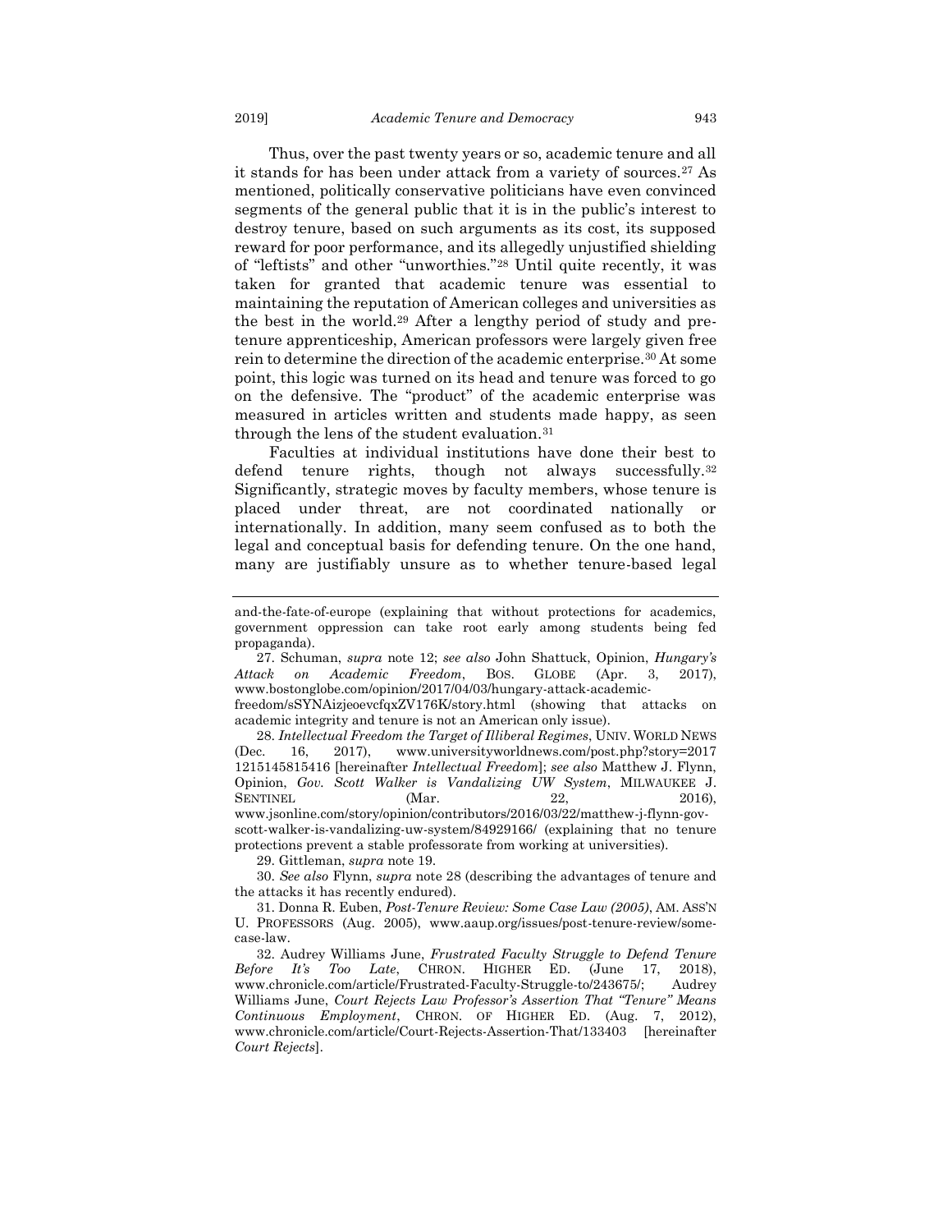Thus, over the past twenty years or so, academic tenure and all it stands for has been under attack from a variety of sources.[27] As mentioned, politically conservative politicians have even convinced segments of the general public that it is in the public's interest to destroy tenure, based on such arguments as its cost, its supposed reward for poor performance, and its allegedly unjustified shielding of "leftists" and other "unworthies."[28] Until quite recently, it was taken for granted that academic tenure was essential to maintaining the reputation of American colleges and universities as the best in the world.[29] After a lengthy period of study and pre-tenure apprenticeship, American professors were largely given free rein to determine the direction of the academic enterprise.[30] At some point, this logic was turned on its head and tenure was forced to go on the defensive. The "product" of the academic enterprise was measured in articles written and students made happy, as seen through the lens of the student evaluation.[31]

Faculties at individual institutions have done their best to defend tenure rights, though not always successfully.[32] Significantly, strategic moves by faculty members, whose tenure is placed under threat, are not coordinated nationally or internationally. In addition, many seem confused as to both the legal and conceptual basis for defending tenure. On the one hand, many are justifiably unsure as to whether tenure-based legal

---

and-the-fate-of-europe (explaining that without protections for academics, government oppression can take root early among students being fed propaganda).

27. Schuman, *supra* note 12; *see also* John Shattuck, Opinion, *Hungary's Attack on Academic Freedom*, BOS. GLOBE (Apr. 3, 2017), www.bostonglobe.com/opinion/2017/04/03/hungary-attack-academic-freedom/sSYNAizjeoevcfqxZV176K/story.html (showing that attacks on academic integrity and tenure is not an American only issue).

28. *Intellectual Freedom the Target of Illiberal Regimes*, UNIV. WORLD NEWS (Dec. 16, 2017), www.universityworldnews.com/post.php?story=2017 1215145815416 [hereinafter *Intellectual Freedom*]; *see also* Matthew J. Flynn, Opinion, *Gov. Scott Walker is Vandalizing UW System*, MILWAUKEE J. SENTINEL (Mar. 22, 2016), www.jsonline.com/story/opinion/contributors/2016/03/22/matthew-j-flynn-gov-scott-walker-is-vandalizing-uw-system/84929166/ (explaining that no tenure protections prevent a stable professorate from working at universities).

29. Gittleman, *supra* note 19.

30. *See also* Flynn, *supra* note 28 (describing the advantages of tenure and the attacks it has recently endured).

31. Donna R. Euben, *Post-Tenure Review: Some Case Law (2005)*, AM. ASS'N U. PROFESSORS (Aug. 2005), www.aaup.org/issues/post-tenure-review/some-case-law.

32. Audrey Williams June, *Frustrated Faculty Struggle to Defend Tenure Before It's Too Late*, CHRON. HIGHER ED. (June 17, 2018), www.chronicle.com/article/Frustrated-Faculty-Struggle-to/243675/; Audrey Williams June, *Court Rejects Law Professor's Assertion That "Tenure" Means Continuous Employment*, CHRON. OF HIGHER ED. (Aug. 7, 2012), www.chronicle.com/article/Court-Rejects-Assertion-That/133403 [hereinafter *Court Rejects*].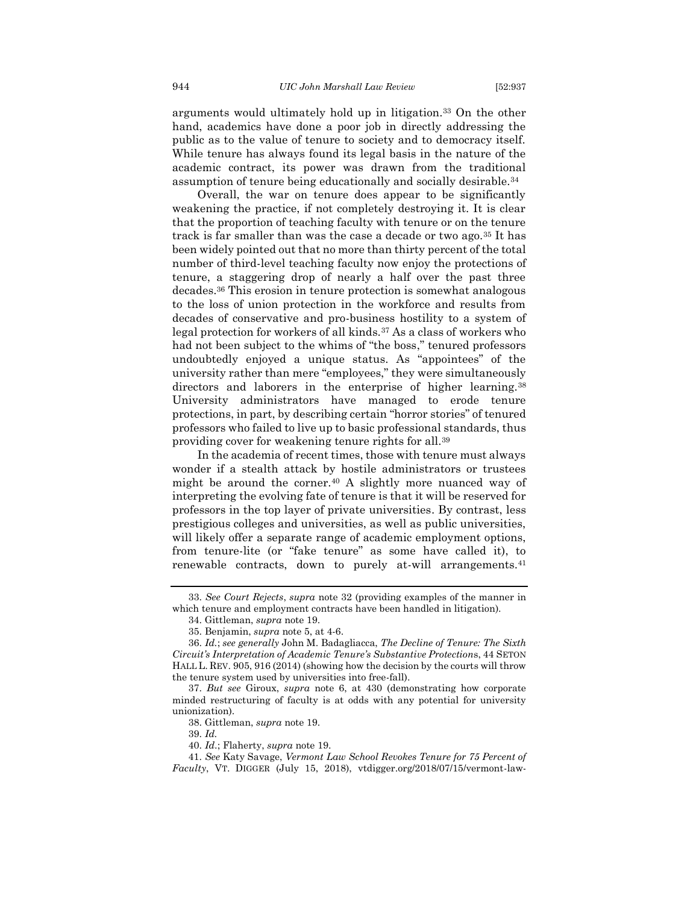arguments would ultimately hold up in litigation.[33] On the other hand, academics have done a poor job in directly addressing the public as to the value of tenure to society and to democracy itself. While tenure has always found its legal basis in the nature of the academic contract, its power was drawn from the traditional assumption of tenure being educationally and socially desirable.[34]

Overall, the war on tenure does appear to be significantly weakening the practice, if not completely destroying it. It is clear that the proportion of teaching faculty with tenure or on the tenure track is far smaller than was the case a decade or two ago.[35] It has been widely pointed out that no more than thirty percent of the total number of third-level teaching faculty now enjoy the protections of tenure, a staggering drop of nearly a half over the past three decades.[36] This erosion in tenure protection is somewhat analogous to the loss of union protection in the workforce and results from decades of conservative and pro-business hostility to a system of legal protection for workers of all kinds.[37] As a class of workers who had not been subject to the whims of "the boss," tenured professors undoubtedly enjoyed a unique status. As "appointees" of the university rather than mere "employees," they were simultaneously directors and laborers in the enterprise of higher learning.[38] University administrators have managed to erode tenure protections, in part, by describing certain "horror stories" of tenured professors who failed to live up to basic professional standards, thus providing cover for weakening tenure rights for all.[39]

In the academia of recent times, those with tenure must always wonder if a stealth attack by hostile administrators or trustees might be around the corner.[40] A slightly more nuanced way of interpreting the evolving fate of tenure is that it will be reserved for professors in the top layer of private universities. By contrast, less prestigious colleges and universities, as well as public universities, will likely offer a separate range of academic employment options, from tenure-lite (or "fake tenure" as some have called it), to renewable contracts, down to purely at-will arrangements.[41]

---

33. *See Court Rejects*, *supra* note 32 (providing examples of the manner in which tenure and employment contracts have been handled in litigation).

34. Gittleman, *supra* note 19.

35. Benjamin, *supra* note 5, at 4-6.

36. *Id.*; *see generally* John M. Badagliacca, *The Decline of Tenure: The Sixth Circuit's Interpretation of Academic Tenure's Substantive Protections*, 44 SETON HALL L. REV. 905, 916 (2014) (showing how the decision by the courts will throw the tenure system used by universities into free-fall).

37. *But see* Giroux, *supra* note 6, at 430 (demonstrating how corporate minded restructuring of faculty is at odds with any potential for university unionization).

38. Gittleman, *supra* note 19.

39. *Id.*

40. *Id.*; Flaherty, *supra* note 19.

41. *See* Katy Savage, *Vermont Law School Revokes Tenure for 75 Percent of Faculty*, VT. DIGGER (July 15, 2018), vtdigger.org/2018/07/15/vermont-law-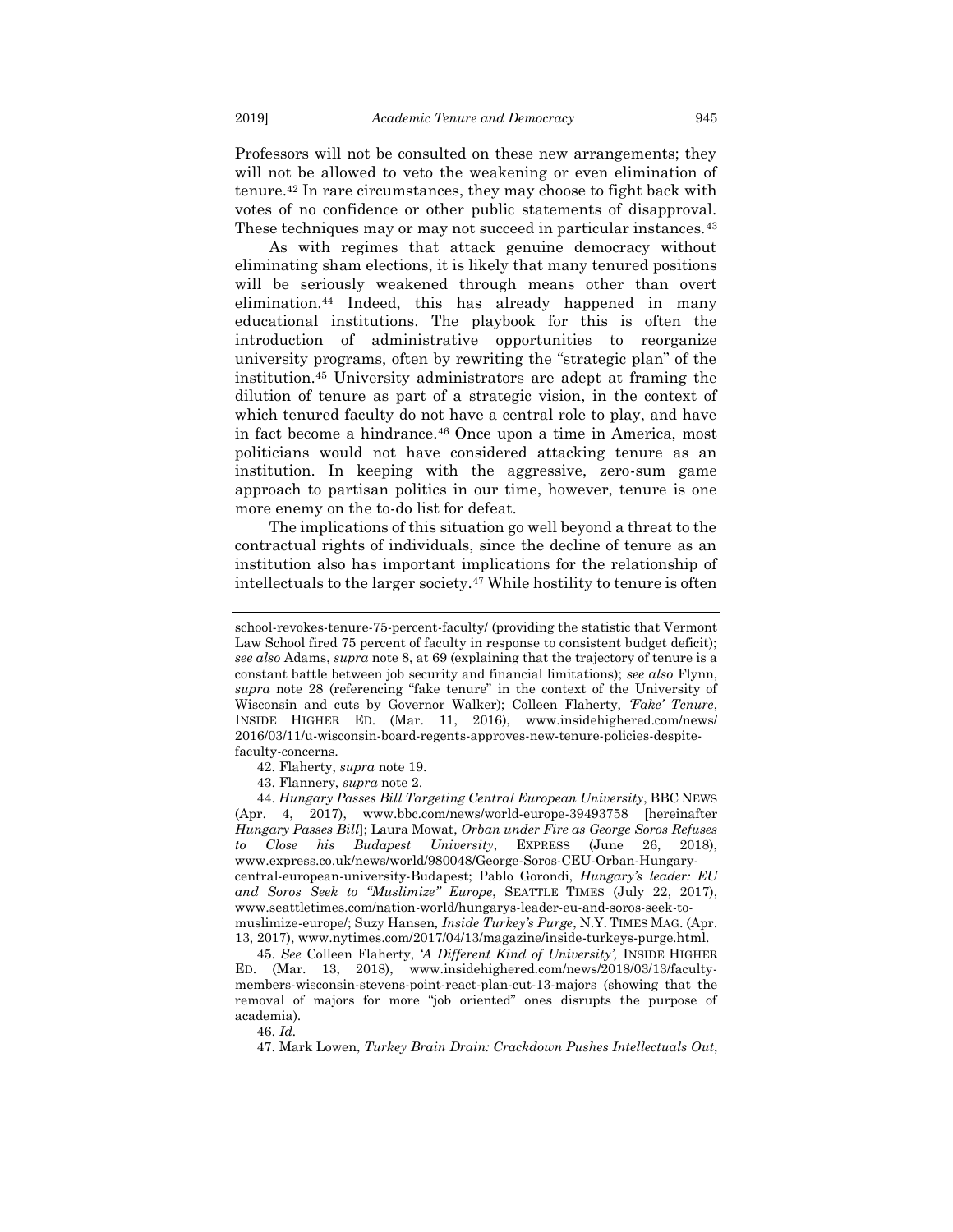Professors will not be consulted on these new arrangements; they will not be allowed to veto the weakening or even elimination of tenure.[42] In rare circumstances, they may choose to fight back with votes of no confidence or other public statements of disapproval. These techniques may or may not succeed in particular instances.[43]

As with regimes that attack genuine democracy without eliminating sham elections, it is likely that many tenured positions will be seriously weakened through means other than overt elimination.[44] Indeed, this has already happened in many educational institutions. The playbook for this is often the introduction of administrative opportunities to reorganize university programs, often by rewriting the "strategic plan" of the institution.[45] University administrators are adept at framing the dilution of tenure as part of a strategic vision, in the context of which tenured faculty do not have a central role to play, and have in fact become a hindrance.[46] Once upon a time in America, most politicians would not have considered attacking tenure as an institution. In keeping with the aggressive, zero-sum game approach to partisan politics in our time, however, tenure is one more enemy on the to-do list for defeat.

The implications of this situation go well beyond a threat to the contractual rights of individuals, since the decline of tenure as an institution also has important implications for the relationship of intellectuals to the larger society.[47] While hostility to tenure is often

---

school-revokes-tenure-75-percent-faculty/ (providing the statistic that Vermont Law School fired 75 percent of faculty in response to consistent budget deficit); *see also* Adams, *supra* note 8, at 69 (explaining that the trajectory of tenure is a constant battle between job security and financial limitations); *see also* Flynn, *supra* note 28 (referencing "fake tenure" in the context of the University of Wisconsin and cuts by Governor Walker); Colleen Flaherty, *'Fake' Tenure*, INSIDE HIGHER ED. (Mar. 11, 2016), www.insidehighered.com/news/2016/03/11/u-wisconsin-board-regents-approves-new-tenure-policies-despite-faculty-concerns.

42. Flaherty, *supra* note 19.

43. Flannery, *supra* note 2.

44. *Hungary Passes Bill Targeting Central European University*, BBC NEWS (Apr. 4, 2017), www.bbc.com/news/world-europe-39493758 [hereinafter *Hungary Passes Bill*]; Laura Mowat, *Orban under Fire as George Soros Refuses to Close his Budapest University*, EXPRESS (June 26, 2018), www.express.co.uk/news/world/980048/George-Soros-CEU-Orban-Hungary-central-european-university-Budapest; Pablo Gorondi, *Hungary's leader: EU and Soros Seek to "Muslimize" Europe*, SEATTLE TIMES (July 22, 2017), www.seattletimes.com/nation-world/hungarys-leader-eu-and-soros-seek-to-muslimize-europe/; Suzy Hansen, *Inside Turkey's Purge*, N.Y. TIMES MAG. (Apr. 13, 2017), www.nytimes.com/2017/04/13/magazine/inside-turkeys-purge.html.

45. *See* Colleen Flaherty, *'A Different Kind of University',* INSIDE HIGHER ED. (Mar. 13, 2018), www.insidehighered.com/news/2018/03/13/faculty-members-wisconsin-stevens-point-react-plan-cut-13-majors (showing that the removal of majors for more "job oriented" ones disrupts the purpose of academia).

46. *Id.*

47. Mark Lowen, *Turkey Brain Drain: Crackdown Pushes Intellectuals Out*,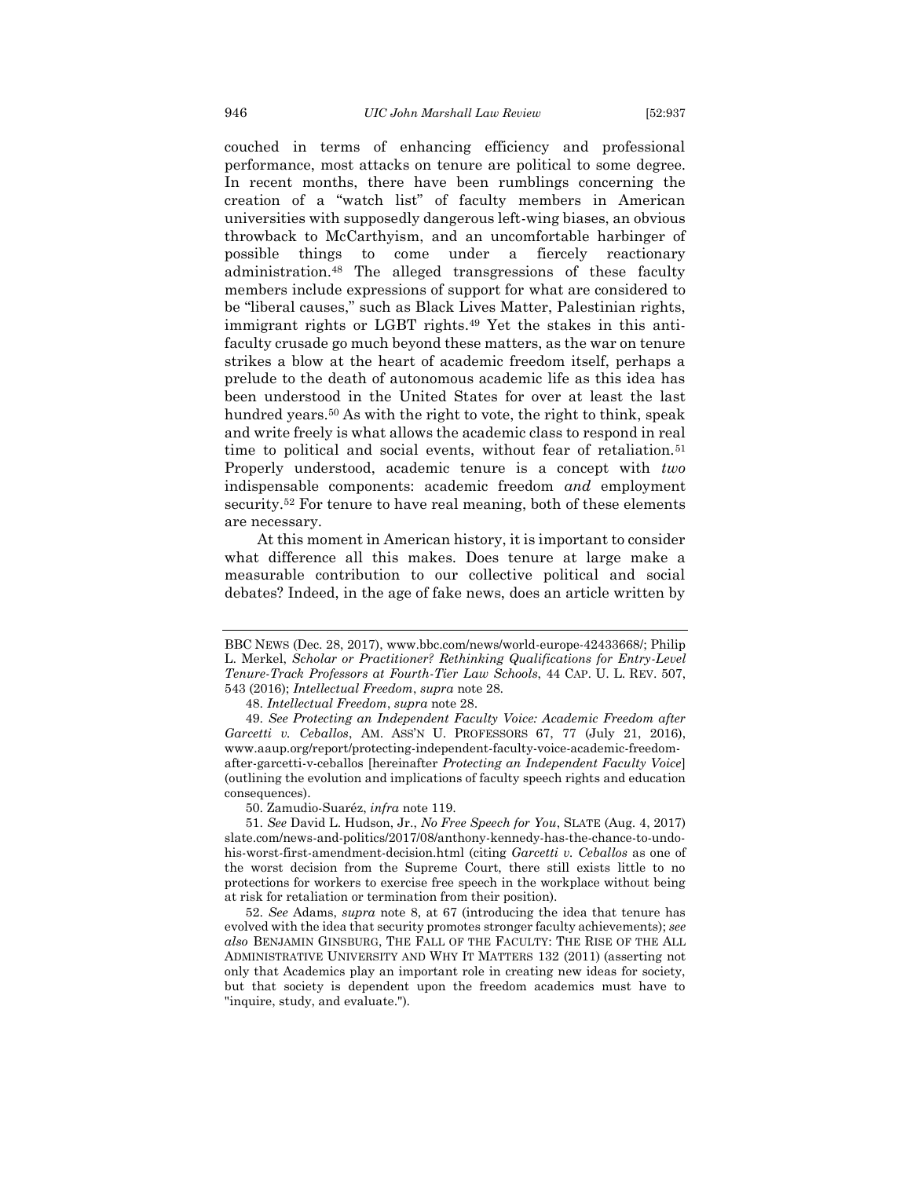couched in terms of enhancing efficiency and professional performance, most attacks on tenure are political to some degree. In recent months, there have been rumblings concerning the creation of a "watch list" of faculty members in American universities with supposedly dangerous left-wing biases, an obvious throwback to McCarthyism, and an uncomfortable harbinger of possible things to come under a fiercely reactionary administration.[48] The alleged transgressions of these faculty members include expressions of support for what are considered to be "liberal causes," such as Black Lives Matter, Palestinian rights, immigrant rights or LGBT rights.[49] Yet the stakes in this anti-faculty crusade go much beyond these matters, as the war on tenure strikes a blow at the heart of academic freedom itself, perhaps a prelude to the death of autonomous academic life as this idea has been understood in the United States for over at least the last hundred years.[50] As with the right to vote, the right to think, speak and write freely is what allows the academic class to respond in real time to political and social events, without fear of retaliation.[51] Properly understood, academic tenure is a concept with *two* indispensable components: academic freedom *and* employment security.[52] For tenure to have real meaning, both of these elements are necessary.

At this moment in American history, it is important to consider what difference all this makes. Does tenure at large make a measurable contribution to our collective political and social debates? Indeed, in the age of fake news, does an article written by

---

BBC NEWS (Dec. 28, 2017), www.bbc.com/news/world-europe-42433668/; Philip L. Merkel, *Scholar or Practitioner? Rethinking Qualifications for Entry-Level Tenure-Track Professors at Fourth-Tier Law Schools*, 44 CAP. U. L. REV. 507, 543 (2016); *Intellectual Freedom*, *supra* note 28.

48. *Intellectual Freedom*, *supra* note 28.

49. *See Protecting an Independent Faculty Voice: Academic Freedom after Garcetti v. Ceballos*, AM. ASS'N U. PROFESSORS 67, 77 (July 21, 2016), www.aaup.org/report/protecting-independent-faculty-voice-academic-freedom-after-garcetti-v-ceballos [hereinafter *Protecting an Independent Faculty Voice*] (outlining the evolution and implications of faculty speech rights and education consequences).

50. Zamudio-Suaréz, *infra* note 119.

51. *See* David L. Hudson, Jr., *No Free Speech for You*, SLATE (Aug. 4, 2017) slate.com/news-and-politics/2017/08/anthony-kennedy-has-the-chance-to-undo-his-worst-first-amendment-decision.html (citing *Garcetti v. Ceballos* as one of the worst decision from the Supreme Court, there still exists little to no protections for workers to exercise free speech in the workplace without being at risk for retaliation or termination from their position).

52. *See* Adams, *supra* note 8, at 67 (introducing the idea that tenure has evolved with the idea that security promotes stronger faculty achievements); *see also* BENJAMIN GINSBURG, THE FALL OF THE FACULTY: THE RISE OF THE ALL ADMINISTRATIVE UNIVERSITY AND WHY IT MATTERS 132 (2011) (asserting not only that Academics play an important role in creating new ideas for society, but that society is dependent upon the freedom academics must have to "inquire, study, and evaluate.").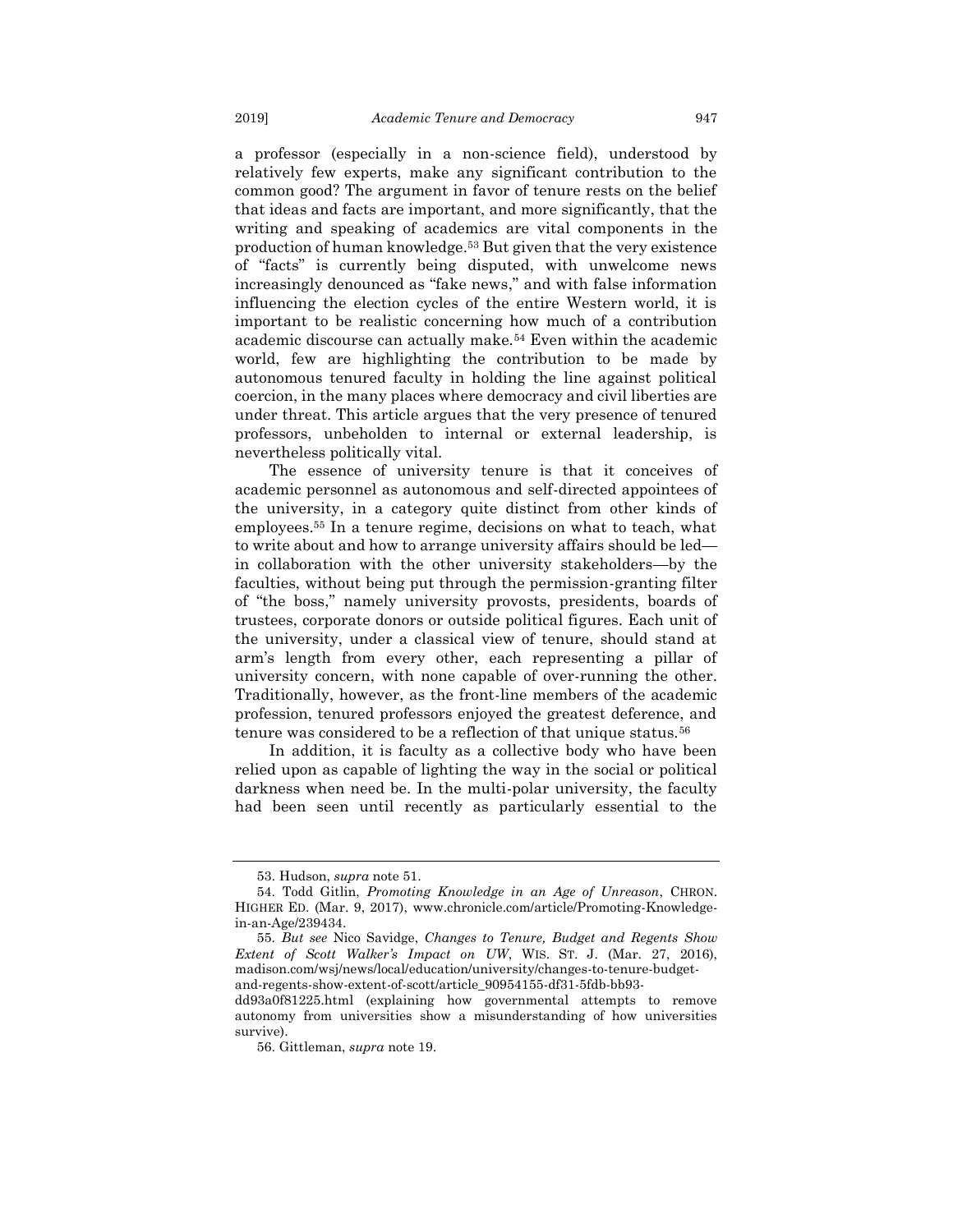a professor (especially in a non-science field), understood by relatively few experts, make any significant contribution to the common good? The argument in favor of tenure rests on the belief that ideas and facts are important, and more significantly, that the writing and speaking of academics are vital components in the production of human knowledge.[53] But given that the very existence of "facts" is currently being disputed, with unwelcome news increasingly denounced as "fake news," and with false information influencing the election cycles of the entire Western world, it is important to be realistic concerning how much of a contribution academic discourse can actually make.[54] Even within the academic world, few are highlighting the contribution to be made by autonomous tenured faculty in holding the line against political coercion, in the many places where democracy and civil liberties are under threat. This article argues that the very presence of tenured professors, unbeholden to internal or external leadership, is nevertheless politically vital.

The essence of university tenure is that it conceives of academic personnel as autonomous and self-directed appointees of the university, in a category quite distinct from other kinds of employees.[55] In a tenure regime, decisions on what to teach, what to write about and how to arrange university affairs should be led—in collaboration with the other university stakeholders—by the faculties, without being put through the permission-granting filter of "the boss," namely university provosts, presidents, boards of trustees, corporate donors or outside political figures. Each unit of the university, under a classical view of tenure, should stand at arm's length from every other, each representing a pillar of university concern, with none capable of over-running the other. Traditionally, however, as the front-line members of the academic profession, tenured professors enjoyed the greatest deference, and tenure was considered to be a reflection of that unique status.[56]

In addition, it is faculty as a collective body who have been relied upon as capable of lighting the way in the social or political darkness when need be. In the multi-polar university, the faculty had been seen until recently as particularly essential to the

---

53. Hudson, *supra* note 51.

54. Todd Gitlin, *Promoting Knowledge in an Age of Unreason*, CHRON. HIGHER ED. (Mar. 9, 2017), www.chronicle.com/article/Promoting-Knowledge-in-an-Age/239434.

55. *But see* Nico Savidge, *Changes to Tenure, Budget and Regents Show Extent of Scott Walker's Impact on UW*, WIS. ST. J. (Mar. 27, 2016), madison.com/wsj/news/local/education/university/changes-to-tenure-budget-and-regents-show-extent-of-scott/article_90954155-df31-5fdb-bb93-dd93a0f81225.html (explaining how governmental attempts to remove autonomy from universities show a misunderstanding of how universities survive).

56. Gittleman, *supra* note 19.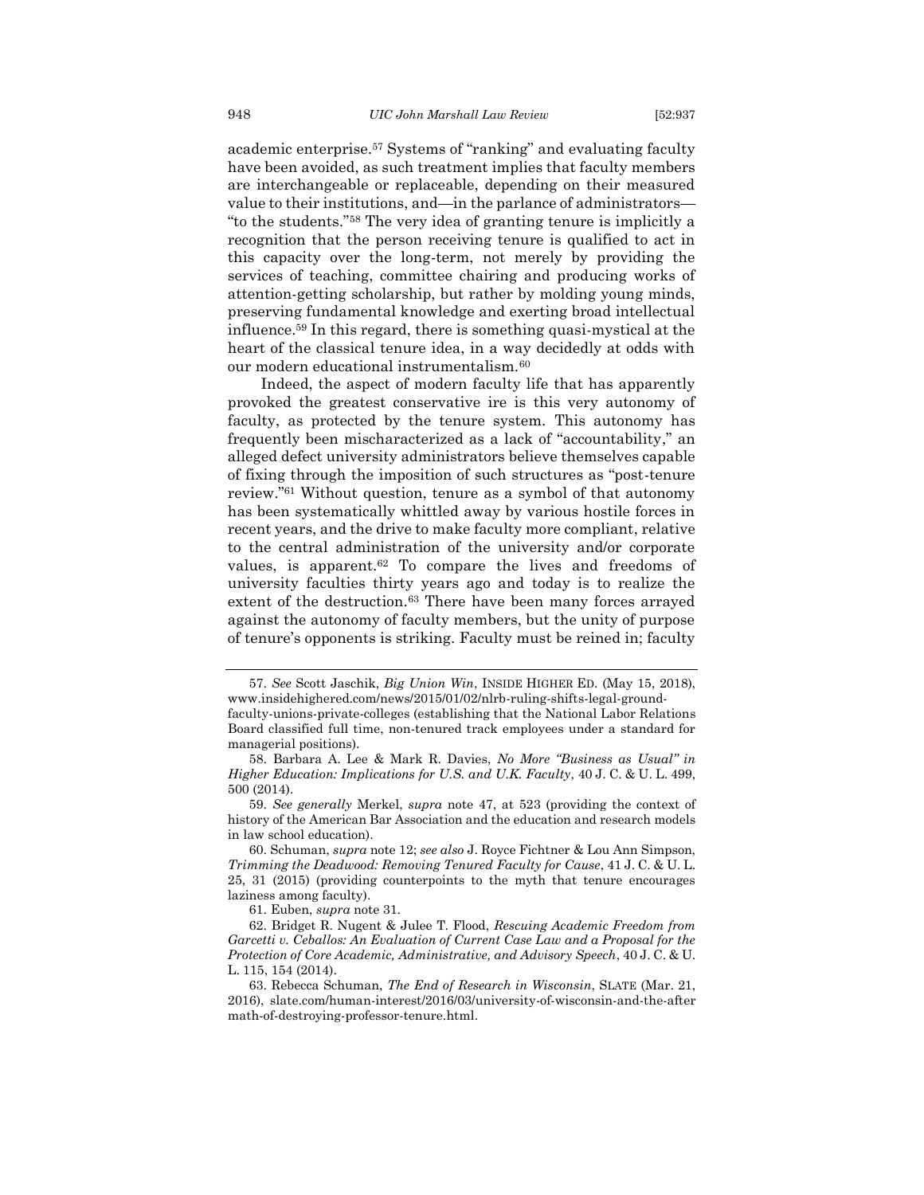academic enterprise.[57] Systems of "ranking" and evaluating faculty have been avoided, as such treatment implies that faculty members are interchangeable or replaceable, depending on their measured value to their institutions, and—in the parlance of administrators—"to the students."[58] The very idea of granting tenure is implicitly a recognition that the person receiving tenure is qualified to act in this capacity over the long-term, not merely by providing the services of teaching, committee chairing and producing works of attention-getting scholarship, but rather by molding young minds, preserving fundamental knowledge and exerting broad intellectual influence.[59] In this regard, there is something quasi-mystical at the heart of the classical tenure idea, in a way decidedly at odds with our modern educational instrumentalism.[60]

Indeed, the aspect of modern faculty life that has apparently provoked the greatest conservative ire is this very autonomy of faculty, as protected by the tenure system. This autonomy has frequently been mischaracterized as a lack of "accountability," an alleged defect university administrators believe themselves capable of fixing through the imposition of such structures as "post-tenure review."[61] Without question, tenure as a symbol of that autonomy has been systematically whittled away by various hostile forces in recent years, and the drive to make faculty more compliant, relative to the central administration of the university and/or corporate values, is apparent.[62] To compare the lives and freedoms of university faculties thirty years ago and today is to realize the extent of the destruction.[63] There have been many forces arrayed against the autonomy of faculty members, but the unity of purpose of tenure's opponents is striking. Faculty must be reined in; faculty

---

57. *See* Scott Jaschik, *Big Union Win*, INSIDE HIGHER ED. (May 15, 2018), www.insidehighered.com/news/2015/01/02/nlrb-ruling-shifts-legal-ground-faculty-unions-private-colleges (establishing that the National Labor Relations Board classified full time, non-tenured track employees under a standard for managerial positions).

58. Barbara A. Lee & Mark R. Davies, *No More "Business as Usual" in Higher Education: Implications for U.S. and U.K. Faculty*, 40 J. C. & U. L. 499, 500 (2014).

59. *See generally* Merkel, *supra* note 47, at 523 (providing the context of history of the American Bar Association and the education and research models in law school education).

60. Schuman, *supra* note 12; *see also* J. Royce Fichtner & Lou Ann Simpson, *Trimming the Deadwood: Removing Tenured Faculty for Cause*, 41 J. C. & U. L. 25, 31 (2015) (providing counterpoints to the myth that tenure encourages laziness among faculty).

61. Euben, *supra* note 31.

62. Bridget R. Nugent & Julee T. Flood, *Rescuing Academic Freedom from Garcetti v. Ceballos: An Evaluation of Current Case Law and a Proposal for the Protection of Core Academic, Administrative, and Advisory Speech*, 40 J. C. & U. L. 115, 154 (2014).

63. Rebecca Schuman, *The End of Research in Wisconsin*, SLATE (Mar. 21, 2016), slate.com/human-interest/2016/03/university-of-wisconsin-and-the-aftermath-of-destroying-professor-tenure.html.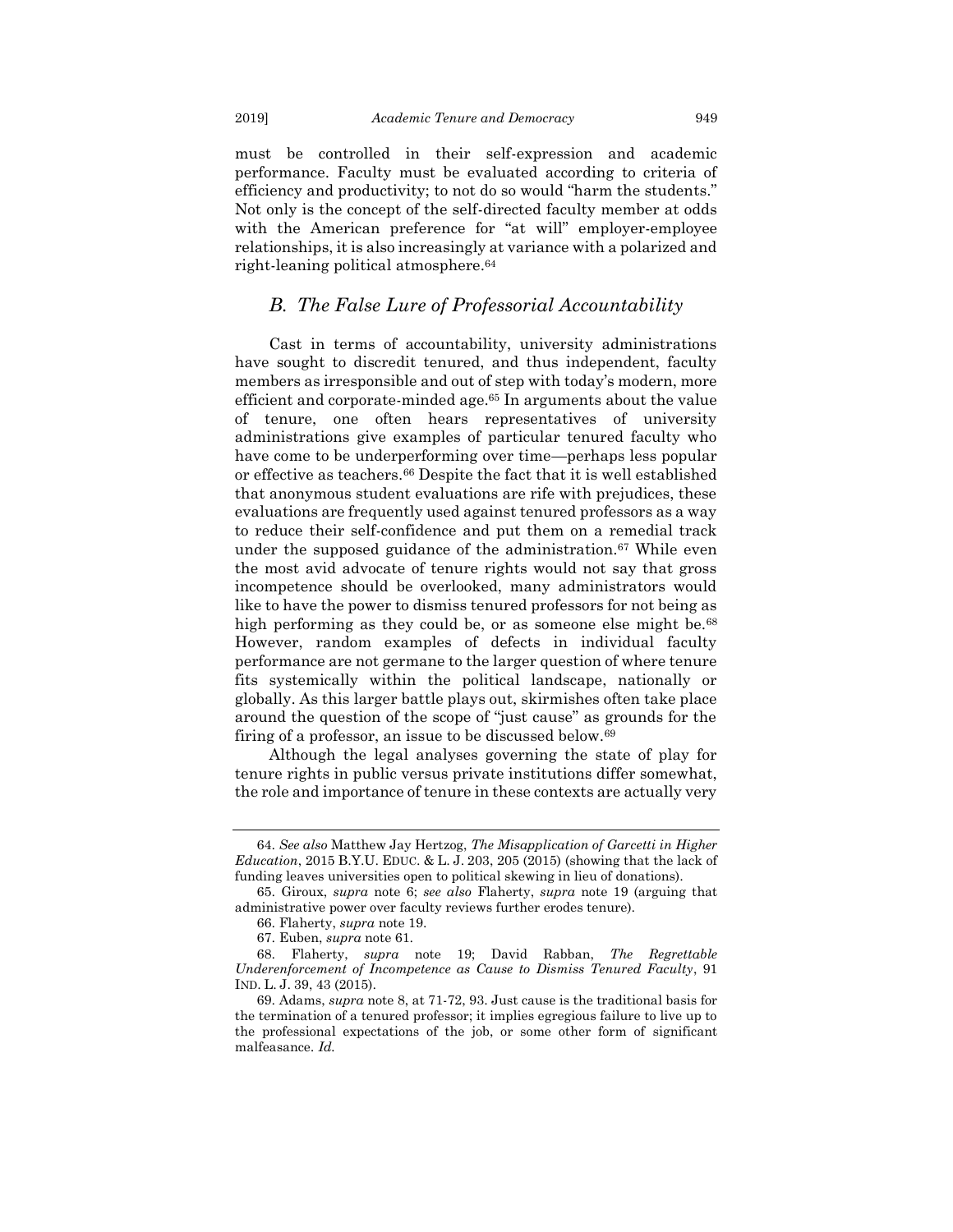must be controlled in their self-expression and academic performance. Faculty must be evaluated according to criteria of efficiency and productivity; to not do so would "harm the students." Not only is the concept of the self-directed faculty member at odds with the American preference for "at will" employer-employee relationships, it is also increasingly at variance with a polarized and right-leaning political atmosphere.[64]

## *B. The False Lure of Professorial Accountability*

Cast in terms of accountability, university administrations have sought to discredit tenured, and thus independent, faculty members as irresponsible and out of step with today's modern, more efficient and corporate-minded age.[65] In arguments about the value of tenure, one often hears representatives of university administrations give examples of particular tenured faculty who have come to be underperforming over time—perhaps less popular or effective as teachers.[66] Despite the fact that it is well established that anonymous student evaluations are rife with prejudices, these evaluations are frequently used against tenured professors as a way to reduce their self-confidence and put them on a remedial track under the supposed guidance of the administration.[67] While even the most avid advocate of tenure rights would not say that gross incompetence should be overlooked, many administrators would like to have the power to dismiss tenured professors for not being as high performing as they could be, or as someone else might be.[68] However, random examples of defects in individual faculty performance are not germane to the larger question of where tenure fits systemically within the political landscape, nationally or globally. As this larger battle plays out, skirmishes often take place around the question of the scope of "just cause" as grounds for the firing of a professor, an issue to be discussed below.[69]

Although the legal analyses governing the state of play for tenure rights in public versus private institutions differ somewhat, the role and importance of tenure in these contexts are actually very

---

64. *See also* Matthew Jay Hertzog, *The Misapplication of Garcetti in Higher Education*, 2015 B.Y.U. EDUC. & L. J. 203, 205 (2015) (showing that the lack of funding leaves universities open to political skewing in lieu of donations).

65. Giroux, *supra* note 6; *see also* Flaherty, *supra* note 19 (arguing that administrative power over faculty reviews further erodes tenure).

66. Flaherty, *supra* note 19.

67. Euben, *supra* note 61.

68. Flaherty, *supra* note 19; David Rabban, *The Regrettable Underenforcement of Incompetence as Cause to Dismiss Tenured Faculty*, 91 IND. L. J. 39, 43 (2015).

69. Adams, *supra* note 8, at 71-72, 93. Just cause is the traditional basis for the termination of a tenured professor; it implies egregious failure to live up to the professional expectations of the job, or some other form of significant malfeasance. *Id.*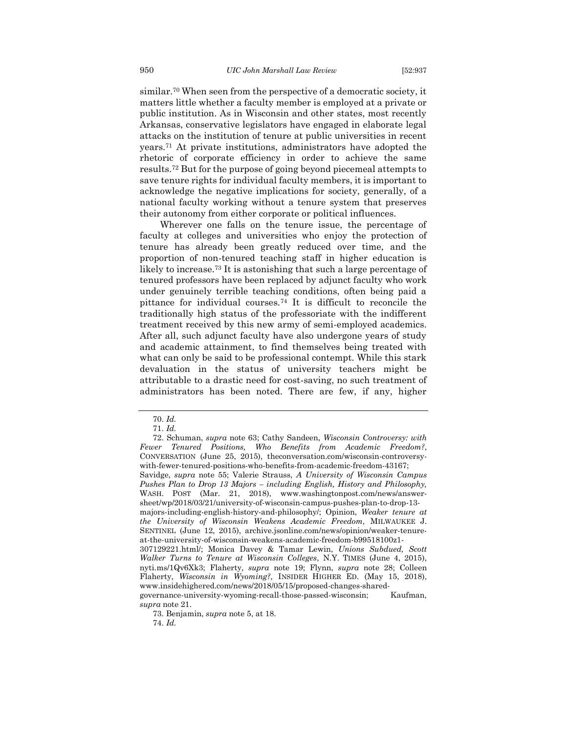similar.[70] When seen from the perspective of a democratic society, it matters little whether a faculty member is employed at a private or public institution. As in Wisconsin and other states, most recently Arkansas, conservative legislators have engaged in elaborate legal attacks on the institution of tenure at public universities in recent years.[71] At private institutions, administrators have adopted the rhetoric of corporate efficiency in order to achieve the same results.[72] But for the purpose of going beyond piecemeal attempts to save tenure rights for individual faculty members, it is important to acknowledge the negative implications for society, generally, of a national faculty working without a tenure system that preserves their autonomy from either corporate or political influences.

Wherever one falls on the tenure issue, the percentage of faculty at colleges and universities who enjoy the protection of tenure has already been greatly reduced over time, and the proportion of non-tenured teaching staff in higher education is likely to increase.[73] It is astonishing that such a large percentage of tenured professors have been replaced by adjunct faculty who work under genuinely terrible teaching conditions, often being paid a pittance for individual courses.[74] It is difficult to reconcile the traditionally high status of the professoriate with the indifferent treatment received by this new army of semi-employed academics. After all, such adjunct faculty have also undergone years of study and academic attainment, to find themselves being treated with what can only be said to be professional contempt. While this stark devaluation in the status of university teachers might be attributable to a drastic need for cost-saving, no such treatment of administrators has been noted. There are few, if any, higher

---

70. *Id.*

71. *Id.*

72. Schuman, *supra* note 63; Cathy Sandeen, *Wisconsin Controversy: with Fewer Tenured Positions, Who Benefits from Academic Freedom?*, CONVERSATION (June 25, 2015), theconversation.com/wisconsin-controversy-with-fewer-tenured-positions-who-benefits-from-academic-freedom-43167; Savidge, *supra* note 55; Valerie Strauss, *A University of Wisconsin Campus Pushes Plan to Drop 13 Majors – including English, History and Philosophy,* WASH. POST (Mar. 21, 2018), www.washingtonpost.com/news/answer-sheet/wp/2018/03/21/university-of-wisconsin-campus-pushes-plan-to-drop-13-majors-including-english-history-and-philosophy/; Opinion, *Weaker tenure at the University of Wisconsin Weakens Academic Freedom*, MILWAUKEE J. SENTINEL (June 12, 2015), archive.jsonline.com/news/opinion/weaker-tenure-at-the-university-of-wisconsin-weakens-academic-freedom-b99518100z1-307129221.html/; Monica Davey & Tamar Lewin, *Unions Subdued, Scott Walker Turns to Tenure at Wisconsin Colleges*, N.Y. TIMES (June 4, 2015), nyti.ms/1Qv6Xk3; Flaherty, *supra* note 19; Flynn, *supra* note 28; Colleen Flaherty, *Wisconsin in Wyoming?,* INSIDER HIGHER ED. (May 15, 2018), www.insidehighered.com/news/2018/05/15/proposed-changes-shared-governance-university-wyoming-recall-those-passed-wisconsin; Kaufman, *supra* note 21.

73. Benjamin, *supra* note 5, at 18.

74. *Id.*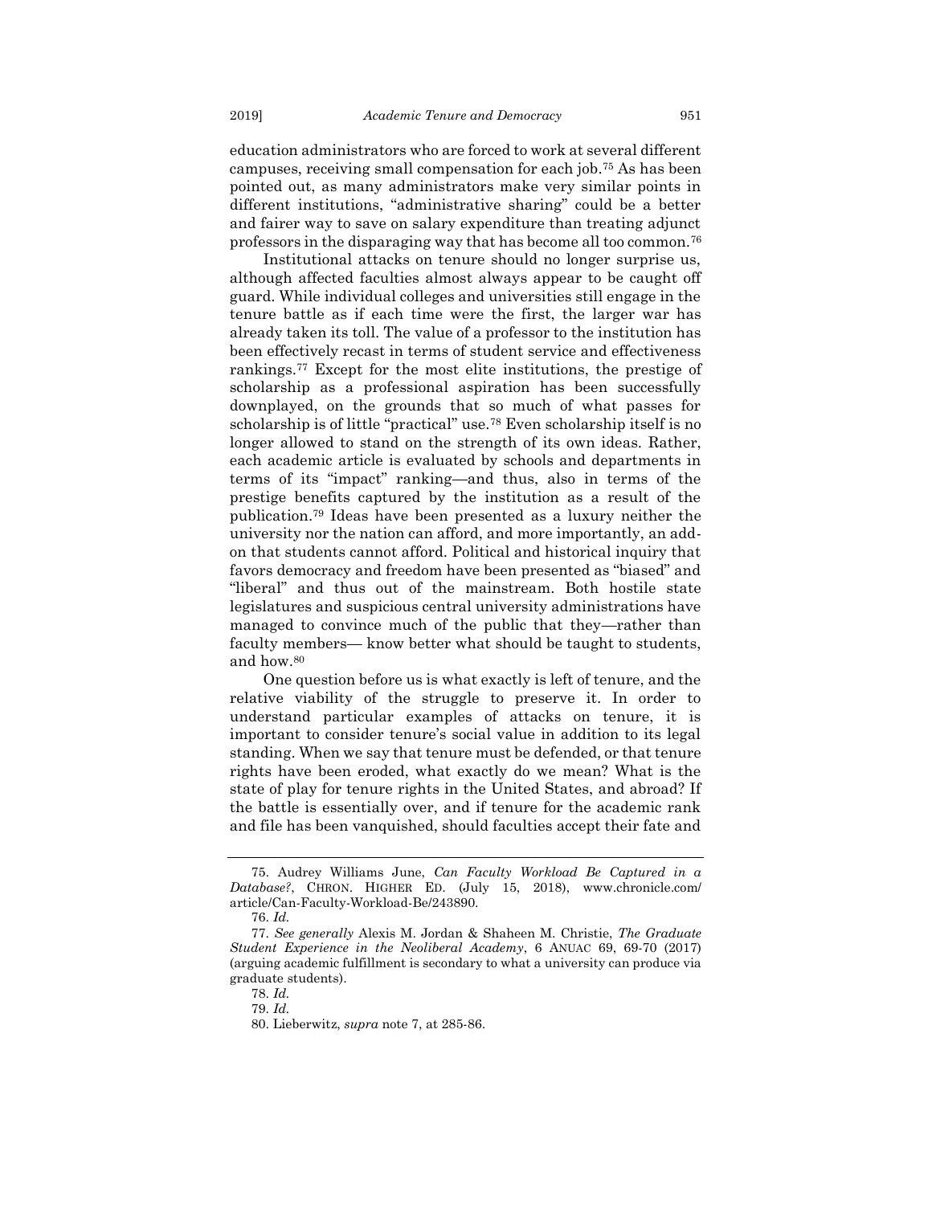education administrators who are forced to work at several different campuses, receiving small compensation for each job.[75] As has been pointed out, as many administrators make very similar points in different institutions, "administrative sharing" could be a better and fairer way to save on salary expenditure than treating adjunct professors in the disparaging way that has become all too common.[76]

Institutional attacks on tenure should no longer surprise us, although affected faculties almost always appear to be caught off guard. While individual colleges and universities still engage in the tenure battle as if each time were the first, the larger war has already taken its toll. The value of a professor to the institution has been effectively recast in terms of student service and effectiveness rankings.[77] Except for the most elite institutions, the prestige of scholarship as a professional aspiration has been successfully downplayed, on the grounds that so much of what passes for scholarship is of little "practical" use.[78] Even scholarship itself is no longer allowed to stand on the strength of its own ideas. Rather, each academic article is evaluated by schools and departments in terms of its "impact" ranking—and thus, also in terms of the prestige benefits captured by the institution as a result of the publication.[79] Ideas have been presented as a luxury neither the university nor the nation can afford, and more importantly, an add-on that students cannot afford. Political and historical inquiry that favors democracy and freedom have been presented as "biased" and "liberal" and thus out of the mainstream. Both hostile state legislatures and suspicious central university administrations have managed to convince much of the public that they—rather than faculty members— know better what should be taught to students, and how.[80]

One question before us is what exactly is left of tenure, and the relative viability of the struggle to preserve it. In order to understand particular examples of attacks on tenure, it is important to consider tenure's social value in addition to its legal standing. When we say that tenure must be defended, or that tenure rights have been eroded, what exactly do we mean? What is the state of play for tenure rights in the United States, and abroad? If the battle is essentially over, and if tenure for the academic rank and file has been vanquished, should faculties accept their fate and

---

75. Audrey Williams June, *Can Faculty Workload Be Captured in a Database?*, CHRON. HIGHER ED. (July 15, 2018), www.chronicle.com/article/Can-Faculty-Workload-Be/243890.

76. *Id.*

77. *See generally* Alexis M. Jordan & Shaheen M. Christie, *The Graduate Student Experience in the Neoliberal Academy*, 6 ANUAC 69, 69-70 (2017) (arguing academic fulfillment is secondary to what a university can produce via graduate students).

78. *Id.*

79. *Id.*

80. Lieberwitz, *supra* note 7, at 285-86.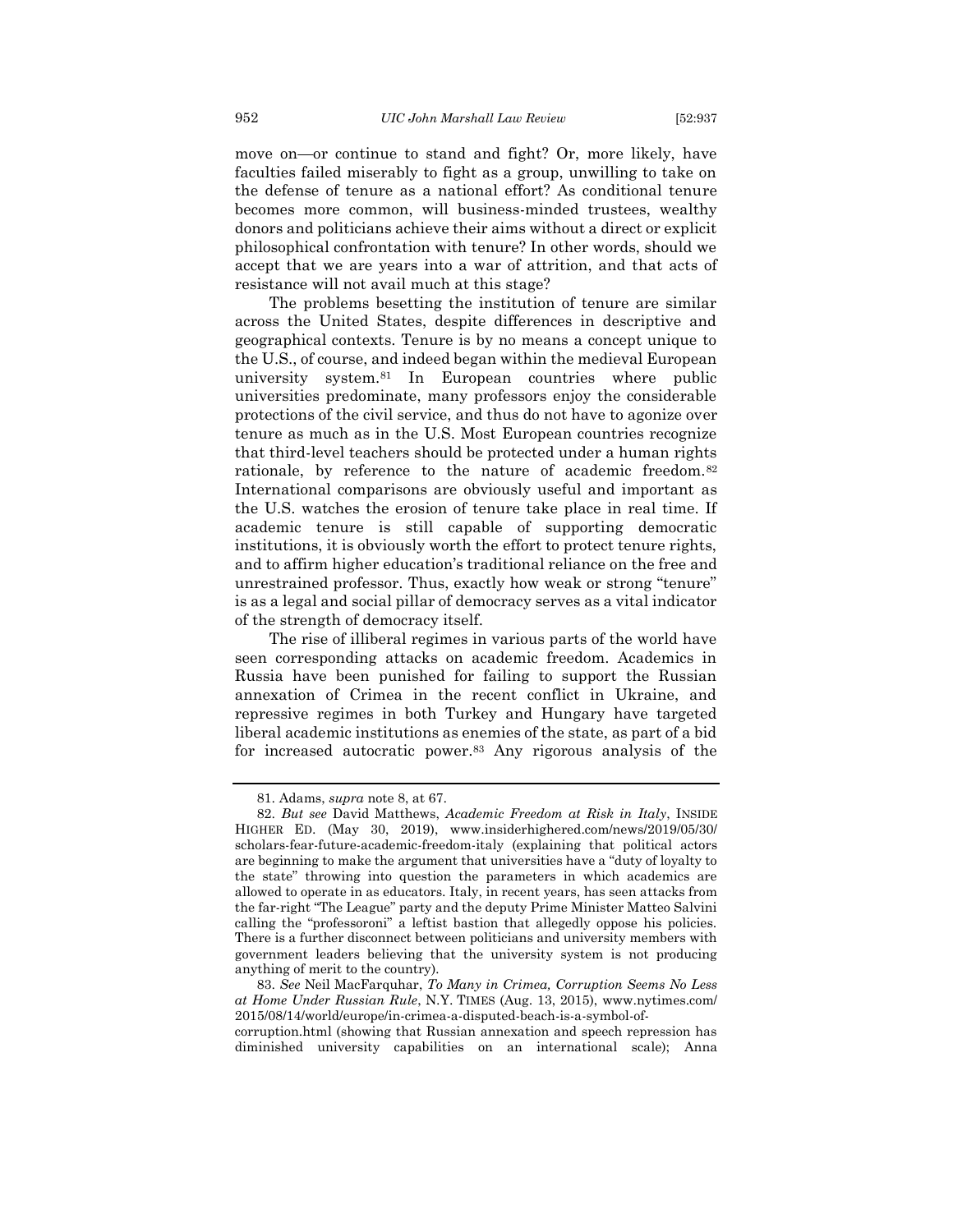move on—or continue to stand and fight? Or, more likely, have faculties failed miserably to fight as a group, unwilling to take on the defense of tenure as a national effort? As conditional tenure becomes more common, will business-minded trustees, wealthy donors and politicians achieve their aims without a direct or explicit philosophical confrontation with tenure? In other words, should we accept that we are years into a war of attrition, and that acts of resistance will not avail much at this stage?

The problems besetting the institution of tenure are similar across the United States, despite differences in descriptive and geographical contexts. Tenure is by no means a concept unique to the U.S., of course, and indeed began within the medieval European university system.[81] In European countries where public universities predominate, many professors enjoy the considerable protections of the civil service, and thus do not have to agonize over tenure as much as in the U.S. Most European countries recognize that third-level teachers should be protected under a human rights rationale, by reference to the nature of academic freedom.[82] International comparisons are obviously useful and important as the U.S. watches the erosion of tenure take place in real time. If academic tenure is still capable of supporting democratic institutions, it is obviously worth the effort to protect tenure rights, and to affirm higher education's traditional reliance on the free and unrestrained professor. Thus, exactly how weak or strong "tenure" is as a legal and social pillar of democracy serves as a vital indicator of the strength of democracy itself.

The rise of illiberal regimes in various parts of the world have seen corresponding attacks on academic freedom. Academics in Russia have been punished for failing to support the Russian annexation of Crimea in the recent conflict in Ukraine, and repressive regimes in both Turkey and Hungary have targeted liberal academic institutions as enemies of the state, as part of a bid for increased autocratic power.[83] Any rigorous analysis of the

---

81. Adams, *supra* note 8, at 67.

82. *But see* David Matthews, *Academic Freedom at Risk in Italy*, INSIDE HIGHER ED. (May 30, 2019), www.insiderhighered.com/news/2019/05/30/scholars-fear-future-academic-freedom-italy (explaining that political actors are beginning to make the argument that universities have a "duty of loyalty to the state" throwing into question the parameters in which academics are allowed to operate in as educators. Italy, in recent years, has seen attacks from the far-right "The League" party and the deputy Prime Minister Matteo Salvini calling the "professoroni" a leftist bastion that allegedly oppose his policies. There is a further disconnect between politicians and university members with government leaders believing that the university system is not producing anything of merit to the country).

83. *See* Neil MacFarquhar, *To Many in Crimea, Corruption Seems No Less at Home Under Russian Rule*, N.Y. TIMES (Aug. 13, 2015), www.nytimes.com/2015/08/14/world/europe/in-crimea-a-disputed-beach-is-a-symbol-of-corruption.html (showing that Russian annexation and speech repression has diminished university capabilities on an international scale); Anna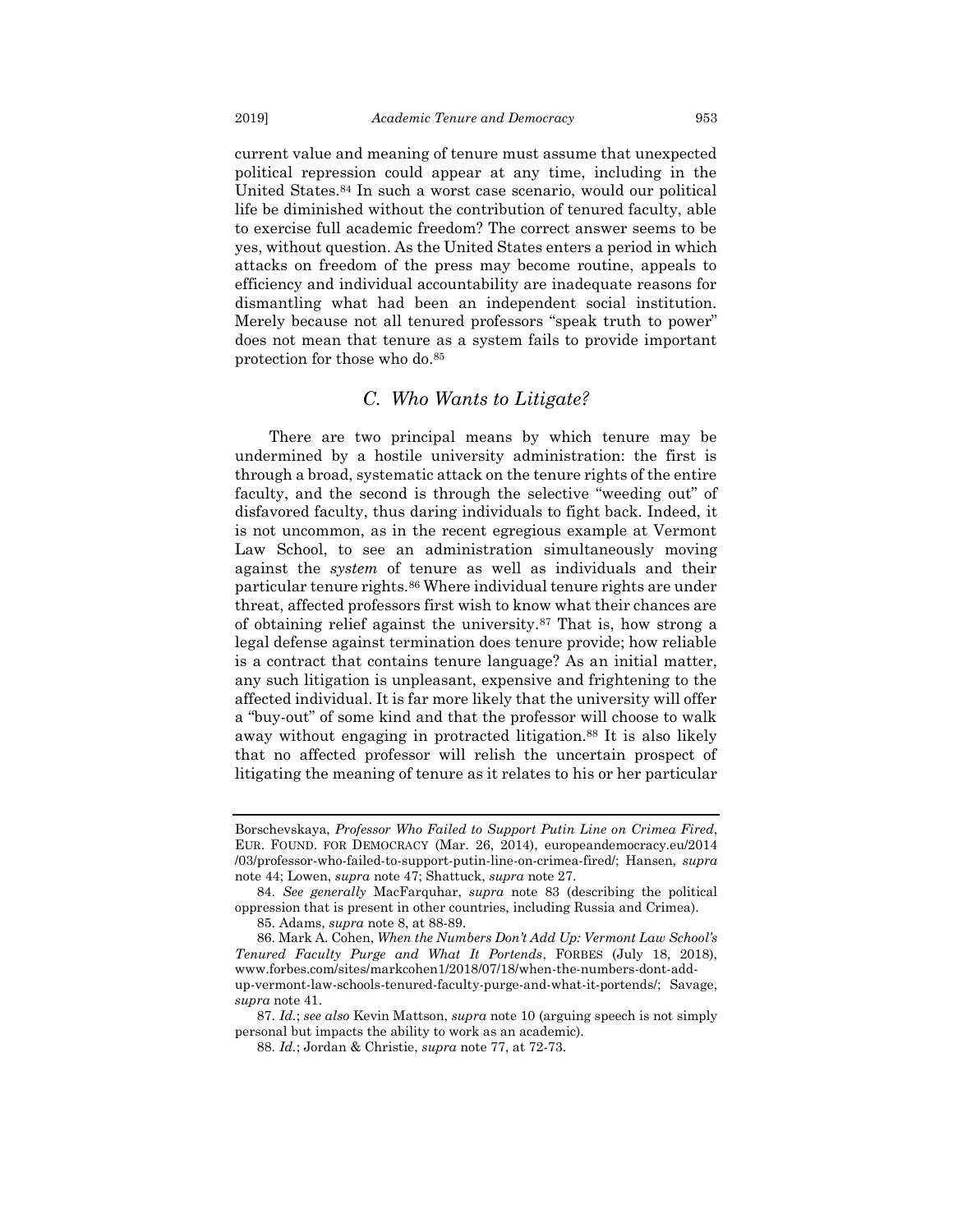current value and meaning of tenure must assume that unexpected political repression could appear at any time, including in the United States.[84] In such a worst case scenario, would our political life be diminished without the contribution of tenured faculty, able to exercise full academic freedom? The correct answer seems to be yes, without question. As the United States enters a period in which attacks on freedom of the press may become routine, appeals to efficiency and individual accountability are inadequate reasons for dismantling what had been an independent social institution. Merely because not all tenured professors "speak truth to power" does not mean that tenure as a system fails to provide important protection for those who do.[85]

### *C. Who Wants to Litigate?*

There are two principal means by which tenure may be undermined by a hostile university administration: the first is through a broad, systematic attack on the tenure rights of the entire faculty, and the second is through the selective "weeding out" of disfavored faculty, thus daring individuals to fight back. Indeed, it is not uncommon, as in the recent egregious example at Vermont Law School, to see an administration simultaneously moving against the *system* of tenure as well as individuals and their particular tenure rights.[86] Where individual tenure rights are under threat, affected professors first wish to know what their chances are of obtaining relief against the university.[87] That is, how strong a legal defense against termination does tenure provide; how reliable is a contract that contains tenure language? As an initial matter, any such litigation is unpleasant, expensive and frightening to the affected individual. It is far more likely that the university will offer a "buy-out" of some kind and that the professor will choose to walk away without engaging in protracted litigation.[88] It is also likely that no affected professor will relish the uncertain prospect of litigating the meaning of tenure as it relates to his or her particular

---

Borschevskaya, *Professor Who Failed to Support Putin Line on Crimea Fired*, EUR. FOUND. FOR DEMOCRACY (Mar. 26, 2014), europeandemocracy.eu/2014/03/professor-who-failed-to-support-putin-line-on-crimea-fired/; Hansen, *supra* note 44; Lowen, *supra* note 47; Shattuck, *supra* note 27.

84. *See generally* MacFarquhar, *supra* note 83 (describing the political oppression that is present in other countries, including Russia and Crimea).

85. Adams, *supra* note 8, at 88-89.

86. Mark A. Cohen, *When the Numbers Don't Add Up: Vermont Law School's Tenured Faculty Purge and What It Portends*, FORBES (July 18, 2018), www.forbes.com/sites/markcohen1/2018/07/18/when-the-numbers-dont-add-up-vermont-law-schools-tenured-faculty-purge-and-what-it-portends/; Savage, *supra* note 41.

87. *Id.*; *see also* Kevin Mattson, *supra* note 10 (arguing speech is not simply personal but impacts the ability to work as an academic).

88. *Id.*; Jordan & Christie, *supra* note 77, at 72-73.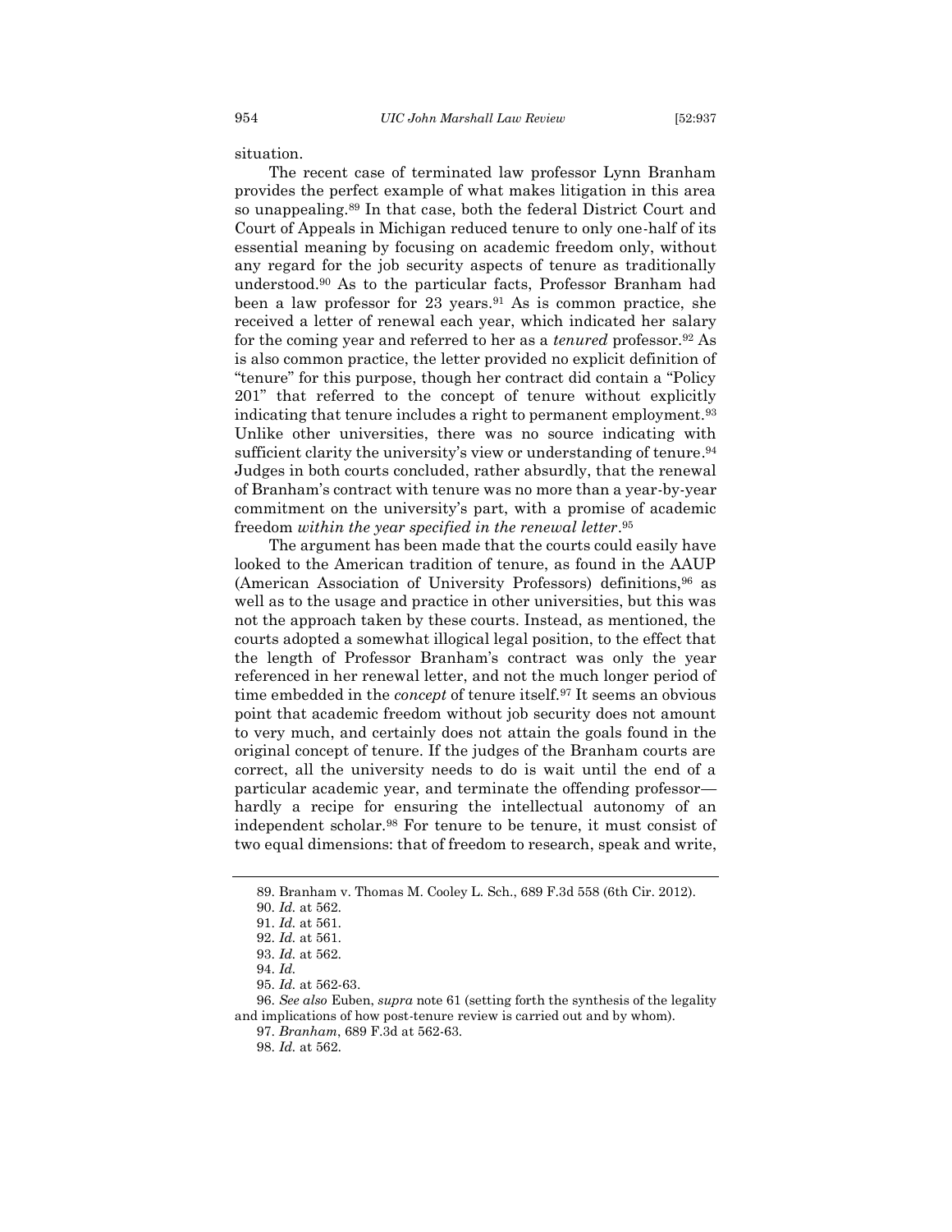situation.

The recent case of terminated law professor Lynn Branham provides the perfect example of what makes litigation in this area so unappealing.[89] In that case, both the federal District Court and Court of Appeals in Michigan reduced tenure to only one-half of its essential meaning by focusing on academic freedom only, without any regard for the job security aspects of tenure as traditionally understood.[90] As to the particular facts, Professor Branham had been a law professor for 23 years.[91] As is common practice, she received a letter of renewal each year, which indicated her salary for the coming year and referred to her as a *tenured* professor.[92] As is also common practice, the letter provided no explicit definition of "tenure" for this purpose, though her contract did contain a "Policy 201" that referred to the concept of tenure without explicitly indicating that tenure includes a right to permanent employment.[93] Unlike other universities, there was no source indicating with sufficient clarity the university's view or understanding of tenure.[94] Judges in both courts concluded, rather absurdly, that the renewal of Branham's contract with tenure was no more than a year-by-year commitment on the university's part, with a promise of academic freedom *within the year specified in the renewal letter*.[95]

The argument has been made that the courts could easily have looked to the American tradition of tenure, as found in the AAUP (American Association of University Professors) definitions,[96] as well as to the usage and practice in other universities, but this was not the approach taken by these courts. Instead, as mentioned, the courts adopted a somewhat illogical legal position, to the effect that the length of Professor Branham's contract was only the year referenced in her renewal letter, and not the much longer period of time embedded in the *concept* of tenure itself.[97] It seems an obvious point that academic freedom without job security does not amount to very much, and certainly does not attain the goals found in the original concept of tenure. If the judges of the Branham courts are correct, all the university needs to do is wait until the end of a particular academic year, and terminate the offending professor—hardly a recipe for ensuring the intellectual autonomy of an independent scholar.[98] For tenure to be tenure, it must consist of two equal dimensions: that of freedom to research, speak and write,

---

89. Branham v. Thomas M. Cooley L. Sch., 689 F.3d 558 (6th Cir. 2012).

90. *Id.* at 562.

91. *Id.* at 561.

92. *Id.* at 561.

93. *Id.* at 562.

94. *Id.*

95. *Id.* at 562-63.

96. *See also* Euben, *supra* note 61 (setting forth the synthesis of the legality and implications of how post-tenure review is carried out and by whom).

97. *Branham*, 689 F.3d at 562-63.

98. *Id.* at 562.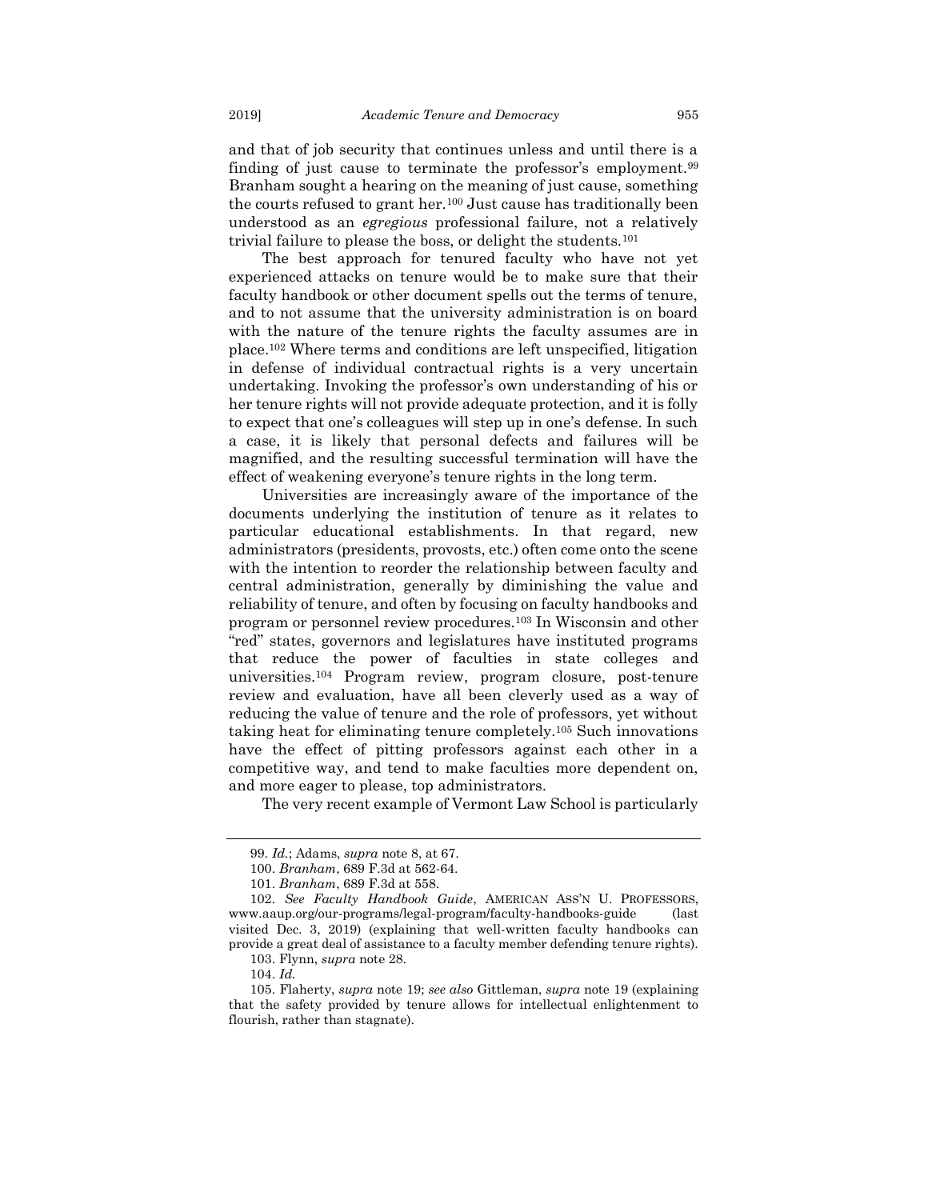and that of job security that continues unless and until there is a finding of just cause to terminate the professor's employment.[99] Branham sought a hearing on the meaning of just cause, something the courts refused to grant her.[100] Just cause has traditionally been understood as an *egregious* professional failure, not a relatively trivial failure to please the boss, or delight the students.[101]

The best approach for tenured faculty who have not yet experienced attacks on tenure would be to make sure that their faculty handbook or other document spells out the terms of tenure, and to not assume that the university administration is on board with the nature of the tenure rights the faculty assumes are in place.[102] Where terms and conditions are left unspecified, litigation in defense of individual contractual rights is a very uncertain undertaking. Invoking the professor's own understanding of his or her tenure rights will not provide adequate protection, and it is folly to expect that one's colleagues will step up in one's defense. In such a case, it is likely that personal defects and failures will be magnified, and the resulting successful termination will have the effect of weakening everyone's tenure rights in the long term.

Universities are increasingly aware of the importance of the documents underlying the institution of tenure as it relates to particular educational establishments. In that regard, new administrators (presidents, provosts, etc.) often come onto the scene with the intention to reorder the relationship between faculty and central administration, generally by diminishing the value and reliability of tenure, and often by focusing on faculty handbooks and program or personnel review procedures.[103] In Wisconsin and other "red" states, governors and legislatures have instituted programs that reduce the power of faculties in state colleges and universities.[104] Program review, program closure, post-tenure review and evaluation, have all been cleverly used as a way of reducing the value of tenure and the role of professors, yet without taking heat for eliminating tenure completely.[105] Such innovations have the effect of pitting professors against each other in a competitive way, and tend to make faculties more dependent on, and more eager to please, top administrators.

The very recent example of Vermont Law School is particularly

---

99. *Id.*; Adams, *supra* note 8, at 67.

100. *Branham*, 689 F.3d at 562-64.

101. *Branham*, 689 F.3d at 558.

102. *See Faculty Handbook Guide*, AMERICAN ASS'N U. PROFESSORS, www.aaup.org/our-programs/legal-program/faculty-handbooks-guide (last visited Dec. 3, 2019) (explaining that well-written faculty handbooks can provide a great deal of assistance to a faculty member defending tenure rights).

103. Flynn, *supra* note 28.

104. *Id.*

105. Flaherty, *supra* note 19; *see also* Gittleman, *supra* note 19 (explaining that the safety provided by tenure allows for intellectual enlightenment to flourish, rather than stagnate).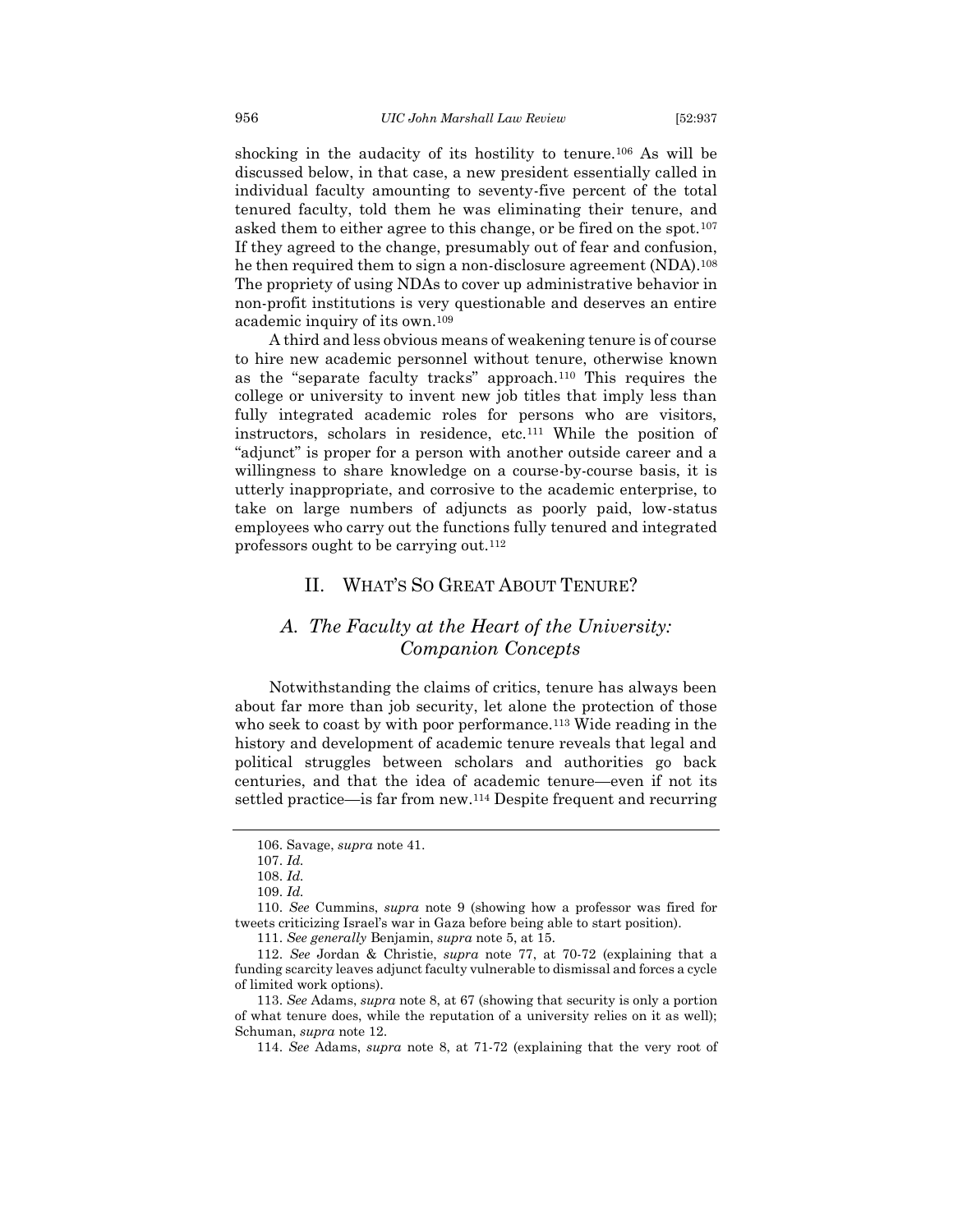shocking in the audacity of its hostility to tenure.[106] As will be discussed below, in that case, a new president essentially called in individual faculty amounting to seventy-five percent of the total tenured faculty, told them he was eliminating their tenure, and asked them to either agree to this change, or be fired on the spot.[107] If they agreed to the change, presumably out of fear and confusion, he then required them to sign a non-disclosure agreement (NDA).[108] The propriety of using NDAs to cover up administrative behavior in non-profit institutions is very questionable and deserves an entire academic inquiry of its own.[109]

A third and less obvious means of weakening tenure is of course to hire new academic personnel without tenure, otherwise known as the "separate faculty tracks" approach.[110] This requires the college or university to invent new job titles that imply less than fully integrated academic roles for persons who are visitors, instructors, scholars in residence, etc.[111] While the position of "adjunct" is proper for a person with another outside career and a willingness to share knowledge on a course-by-course basis, it is utterly inappropriate, and corrosive to the academic enterprise, to take on large numbers of adjuncts as poorly paid, low-status employees who carry out the functions fully tenured and integrated professors ought to be carrying out.[112]

## II. WHAT'S SO GREAT ABOUT TENURE?

### *A. The Faculty at the Heart of the University: Companion Concepts*

Notwithstanding the claims of critics, tenure has always been about far more than job security, let alone the protection of those who seek to coast by with poor performance.[113] Wide reading in the history and development of academic tenure reveals that legal and political struggles between scholars and authorities go back centuries, and that the idea of academic tenure—even if not its settled practice—is far from new.[114] Despite frequent and recurring

---

106. Savage, *supra* note 41.

107. *Id.*

108. *Id.*

109. *Id.*

110. *See* Cummins, *supra* note 9 (showing how a professor was fired for tweets criticizing Israel's war in Gaza before being able to start position).

111. *See generally* Benjamin, *supra* note 5, at 15.

112. *See* Jordan & Christie, *supra* note 77, at 70-72 (explaining that a funding scarcity leaves adjunct faculty vulnerable to dismissal and forces a cycle of limited work options).

113. *See* Adams, *supra* note 8, at 67 (showing that security is only a portion of what tenure does, while the reputation of a university relies on it as well); Schuman, *supra* note 12.

114. *See* Adams, *supra* note 8, at 71-72 (explaining that the very root of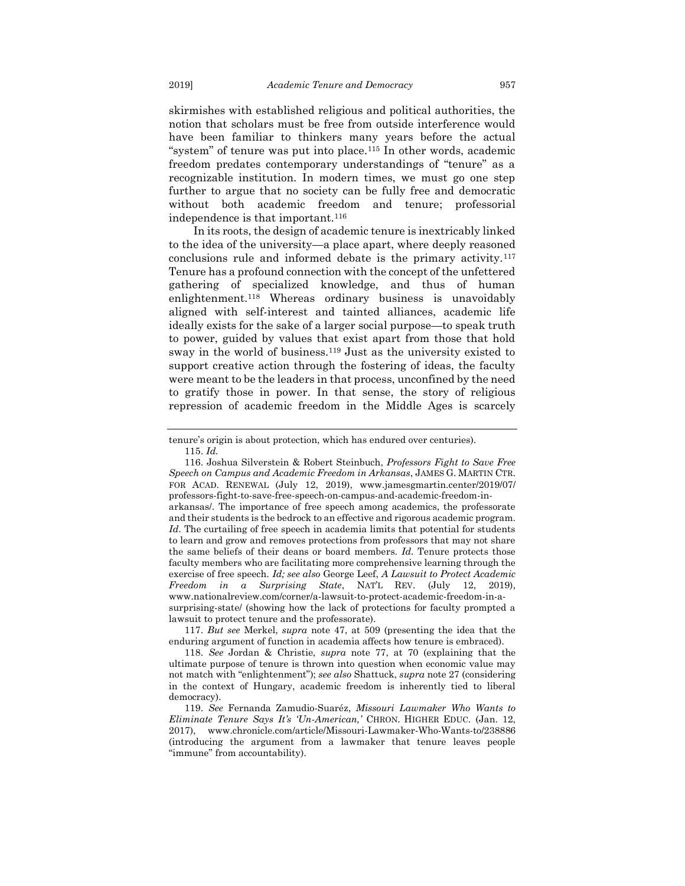skirmishes with established religious and political authorities, the notion that scholars must be free from outside interference would have been familiar to thinkers many years before the actual "system" of tenure was put into place.[115] In other words, academic freedom predates contemporary understandings of "tenure" as a recognizable institution. In modern times, we must go one step further to argue that no society can be fully free and democratic without both academic freedom and tenure; professorial independence is that important.[116]

In its roots, the design of academic tenure is inextricably linked to the idea of the university—a place apart, where deeply reasoned conclusions rule and informed debate is the primary activity.[117] Tenure has a profound connection with the concept of the unfettered gathering of specialized knowledge, and thus of human enlightenment.[118] Whereas ordinary business is unavoidably aligned with self-interest and tainted alliances, academic life ideally exists for the sake of a larger social purpose—to speak truth to power, guided by values that exist apart from those that hold sway in the world of business.[119] Just as the university existed to support creative action through the fostering of ideas, the faculty were meant to be the leaders in that process, unconfined by the need to gratify those in power. In that sense, the story of religious repression of academic freedom in the Middle Ages is scarcely

---

tenure's origin is about protection, which has endured over centuries).

115. *Id.*

116. Joshua Silverstein & Robert Steinbuch, *Professors Fight to Save Free Speech on Campus and Academic Freedom in Arkansas*, JAMES G. MARTIN CTR. FOR ACAD. RENEWAL (July 12, 2019), www.jamesgmartin.center/2019/07/professors-fight-to-save-free-speech-on-campus-and-academic-freedom-in-arkansas/. The importance of free speech among academics, the professorate and their students is the bedrock to an effective and rigorous academic program. *Id*. The curtailing of free speech in academia limits that potential for students to learn and grow and removes protections from professors that may not share the same beliefs of their deans or board members. *Id.* Tenure protects those faculty members who are facilitating more comprehensive learning through the exercise of free speech. *Id; see also* George Leef, *A Lawsuit to Protect Academic Freedom in a Surprising State*, NAT'L REV. (July 12, 2019), www.nationalreview.com/corner/a-lawsuit-to-protect-academic-freedom-in-a-surprising-state/ (showing how the lack of protections for faculty prompted a lawsuit to protect tenure and the professorate).

117. *But see* Merkel, *supra* note 47, at 509 (presenting the idea that the enduring argument of function in academia affects how tenure is embraced).

118. *See* Jordan & Christie, *supra* note 77, at 70 (explaining that the ultimate purpose of tenure is thrown into question when economic value may not match with "enlightenment"); *see also* Shattuck, *supra* note 27 (considering in the context of Hungary, academic freedom is inherently tied to liberal democracy).

119. *See* Fernanda Zamudio-Suaréz, *Missouri Lawmaker Who Wants to Eliminate Tenure Says It's 'Un-American,'* CHRON. HIGHER EDUC. (Jan. 12, 2017), www.chronicle.com/article/Missouri-Lawmaker-Who-Wants-to/238886 (introducing the argument from a lawmaker that tenure leaves people "immune" from accountability).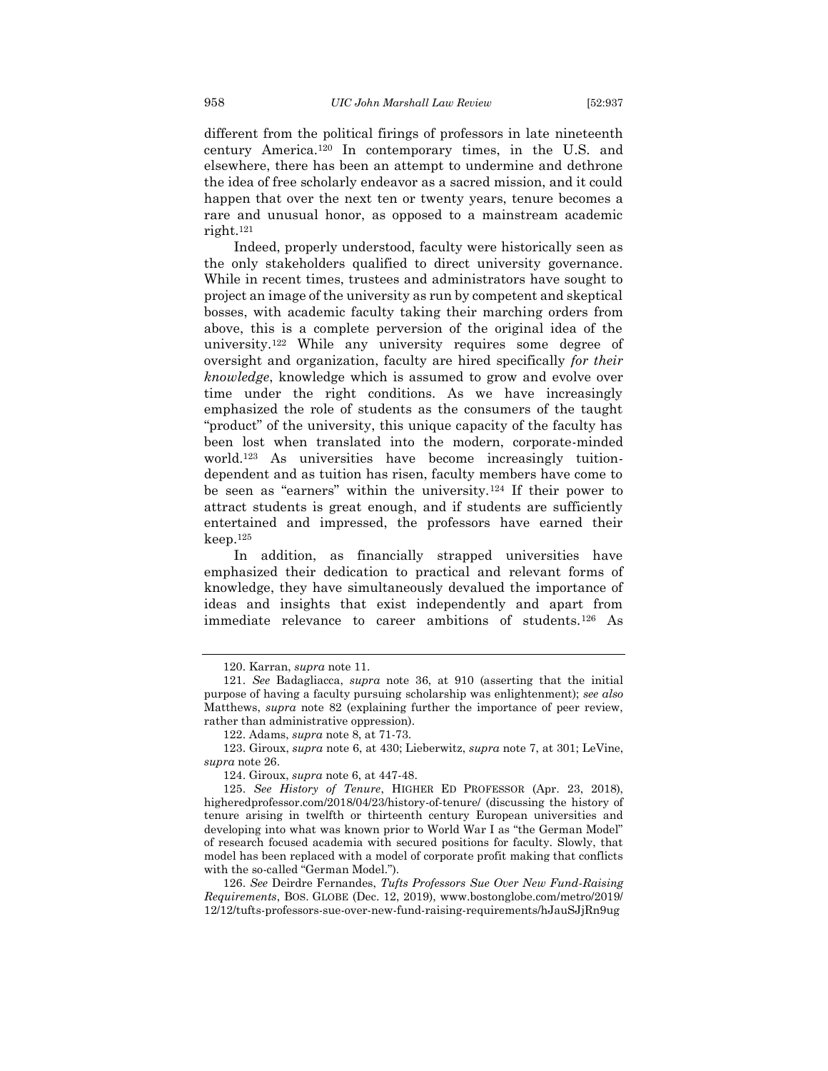different from the political firings of professors in late nineteenth century America.[120] In contemporary times, in the U.S. and elsewhere, there has been an attempt to undermine and dethrone the idea of free scholarly endeavor as a sacred mission, and it could happen that over the next ten or twenty years, tenure becomes a rare and unusual honor, as opposed to a mainstream academic right.[121]

Indeed, properly understood, faculty were historically seen as the only stakeholders qualified to direct university governance. While in recent times, trustees and administrators have sought to project an image of the university as run by competent and skeptical bosses, with academic faculty taking their marching orders from above, this is a complete perversion of the original idea of the university.[122] While any university requires some degree of oversight and organization, faculty are hired specifically *for their knowledge*, knowledge which is assumed to grow and evolve over time under the right conditions. As we have increasingly emphasized the role of students as the consumers of the taught "product" of the university, this unique capacity of the faculty has been lost when translated into the modern, corporate-minded world.[123] As universities have become increasingly tuition-dependent and as tuition has risen, faculty members have come to be seen as "earners" within the university.[124] If their power to attract students is great enough, and if students are sufficiently entertained and impressed, the professors have earned their keep.[125]

In addition, as financially strapped universities have emphasized their dedication to practical and relevant forms of knowledge, they have simultaneously devalued the importance of ideas and insights that exist independently and apart from immediate relevance to career ambitions of students.[126] As

---

120. Karran, *supra* note 11.

121. *See* Badagliacca, *supra* note 36, at 910 (asserting that the initial purpose of having a faculty pursuing scholarship was enlightenment); *see also* Matthews, *supra* note 82 (explaining further the importance of peer review, rather than administrative oppression).

122. Adams, *supra* note 8, at 71-73.

123. Giroux, *supra* note 6, at 430; Lieberwitz, *supra* note 7, at 301; LeVine, *supra* note 26.

124. Giroux, *supra* note 6, at 447-48.

125. *See History of Tenure*, HIGHER ED PROFESSOR (Apr. 23, 2018), higheredprofessor.com/2018/04/23/history-of-tenure/ (discussing the history of tenure arising in twelfth or thirteenth century European universities and developing into what was known prior to World War I as "the German Model" of research focused academia with secured positions for faculty. Slowly, that model has been replaced with a model of corporate profit making that conflicts with the so-called "German Model.").

126. *See* Deirdre Fernandes, *Tufts Professors Sue Over New Fund-Raising Requirements*, BOS. GLOBE (Dec. 12, 2019), www.bostonglobe.com/metro/2019/12/12/tufts-professors-sue-over-new-fund-raising-requirements/hJauSJjRn9ug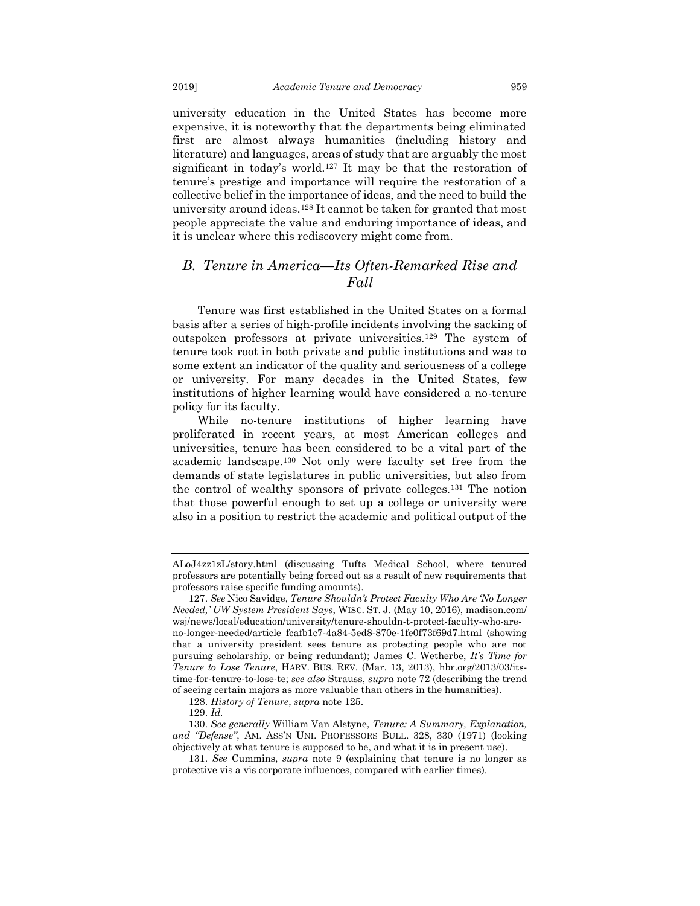university education in the United States has become more expensive, it is noteworthy that the departments being eliminated first are almost always humanities (including history and literature) and languages, areas of study that are arguably the most significant in today's world.[127] It may be that the restoration of tenure's prestige and importance will require the restoration of a collective belief in the importance of ideas, and the need to build the university around ideas.[128] It cannot be taken for granted that most people appreciate the value and enduring importance of ideas, and it is unclear where this rediscovery might come from.

## *B. Tenure in America—Its Often-Remarked Rise and Fall*

Tenure was first established in the United States on a formal basis after a series of high-profile incidents involving the sacking of outspoken professors at private universities.[129] The system of tenure took root in both private and public institutions and was to some extent an indicator of the quality and seriousness of a college or university. For many decades in the United States, few institutions of higher learning would have considered a no-tenure policy for its faculty.

While no-tenure institutions of higher learning have proliferated in recent years, at most American colleges and universities, tenure has been considered to be a vital part of the academic landscape.[130] Not only were faculty set free from the demands of state legislatures in public universities, but also from the control of wealthy sponsors of private colleges.[131] The notion that those powerful enough to set up a college or university were also in a position to restrict the academic and political output of the

---

ALoJ4zz1zL/story.html (discussing Tufts Medical School, where tenured professors are potentially being forced out as a result of new requirements that professors raise specific funding amounts).

127. *See* Nico Savidge, *Tenure Shouldn't Protect Faculty Who Are 'No Longer Needed,' UW System President Says*, WISC. ST. J. (May 10, 2016), madison.com/wsj/news/local/education/university/tenure-shouldn-t-protect-faculty-who-are-no-longer-needed/article_fcafb1c7-4a84-5ed8-870e-1fe0f73f69d7.html (showing that a university president sees tenure as protecting people who are not pursuing scholarship, or being redundant); James C. Wetherbe, *It's Time for Tenure to Lose Tenure*, HARV. BUS. REV. (Mar. 13, 2013), hbr.org/2013/03/its-time-for-tenure-to-lose-te; *see also* Strauss, *supra* note 72 (describing the trend of seeing certain majors as more valuable than others in the humanities).

128. *History of Tenure*, *supra* note 125.

129. *Id.*

130. *See generally* William Van Alstyne, *Tenure: A Summary, Explanation, and "Defense"*, AM. ASS'N UNI. PROFESSORS BULL. 328, 330 (1971) (looking objectively at what tenure is supposed to be, and what it is in present use).

131. *See* Cummins, *supra* note 9 (explaining that tenure is no longer as protective vis a vis corporate influences, compared with earlier times).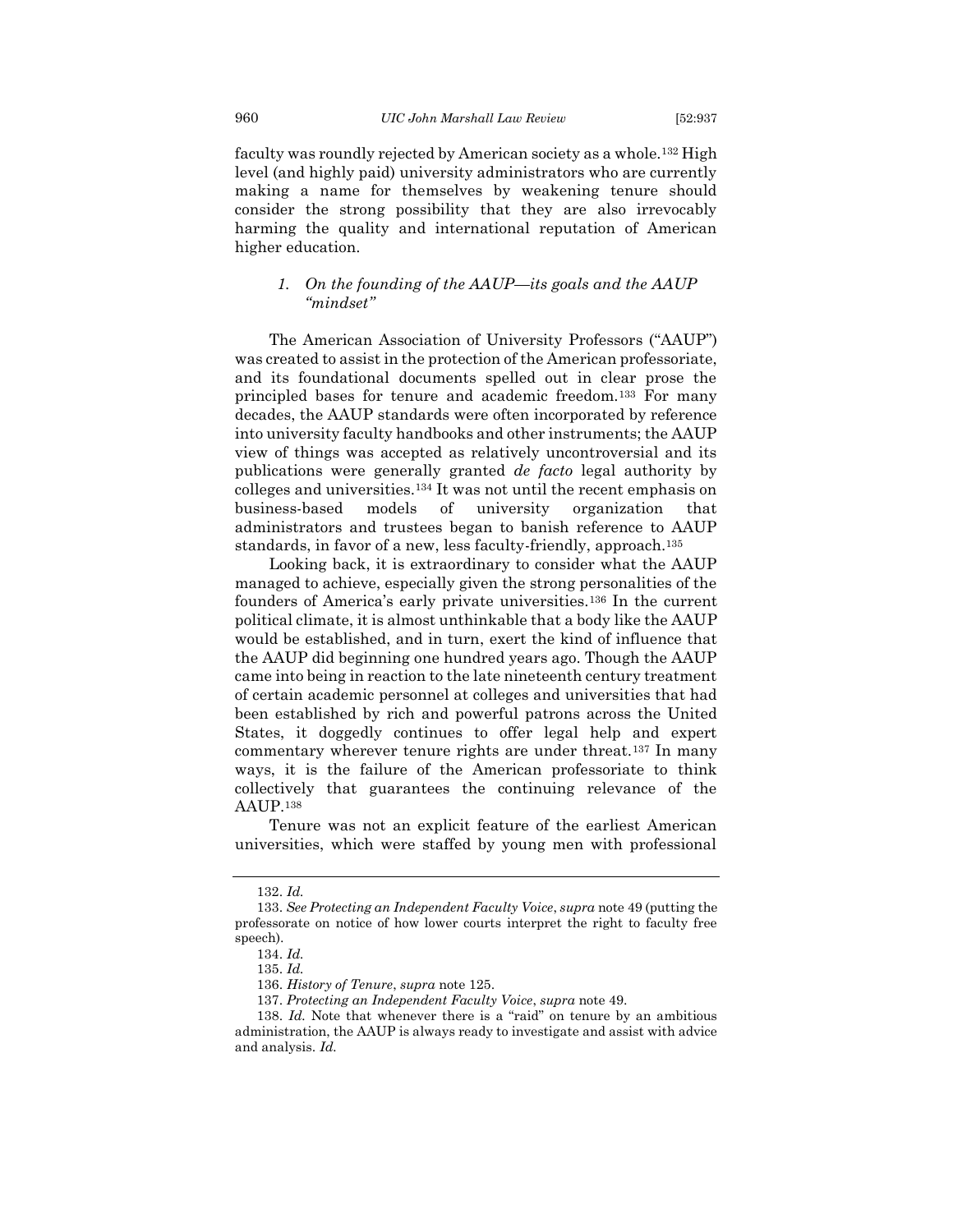faculty was roundly rejected by American society as a whole.[132] High level (and highly paid) university administrators who are currently making a name for themselves by weakening tenure should consider the strong possibility that they are also irrevocably harming the quality and international reputation of American higher education.

### *1. On the founding of the AAUP—its goals and the AAUP "mindset"*

The American Association of University Professors ("AAUP") was created to assist in the protection of the American professoriate, and its foundational documents spelled out in clear prose the principled bases for tenure and academic freedom.[133] For many decades, the AAUP standards were often incorporated by reference into university faculty handbooks and other instruments; the AAUP view of things was accepted as relatively uncontroversial and its publications were generally granted *de facto* legal authority by colleges and universities.[134] It was not until the recent emphasis on business-based models of university organization that administrators and trustees began to banish reference to AAUP standards, in favor of a new, less faculty-friendly, approach.[135]

Looking back, it is extraordinary to consider what the AAUP managed to achieve, especially given the strong personalities of the founders of America's early private universities.[136] In the current political climate, it is almost unthinkable that a body like the AAUP would be established, and in turn, exert the kind of influence that the AAUP did beginning one hundred years ago. Though the AAUP came into being in reaction to the late nineteenth century treatment of certain academic personnel at colleges and universities that had been established by rich and powerful patrons across the United States, it doggedly continues to offer legal help and expert commentary wherever tenure rights are under threat.[137] In many ways, it is the failure of the American professoriate to think collectively that guarantees the continuing relevance of the AAUP.[138]

Tenure was not an explicit feature of the earliest American universities, which were staffed by young men with professional

---

132. *Id.*

133. *See Protecting an Independent Faculty Voice*, *supra* note 49 (putting the professorate on notice of how lower courts interpret the right to faculty free speech).

134. *Id.*

135. *Id.*

136. *History of Tenure*, *supra* note 125.

137. *Protecting an Independent Faculty Voice*, *supra* note 49.

138. *Id.* Note that whenever there is a "raid" on tenure by an ambitious administration, the AAUP is always ready to investigate and assist with advice and analysis. *Id.*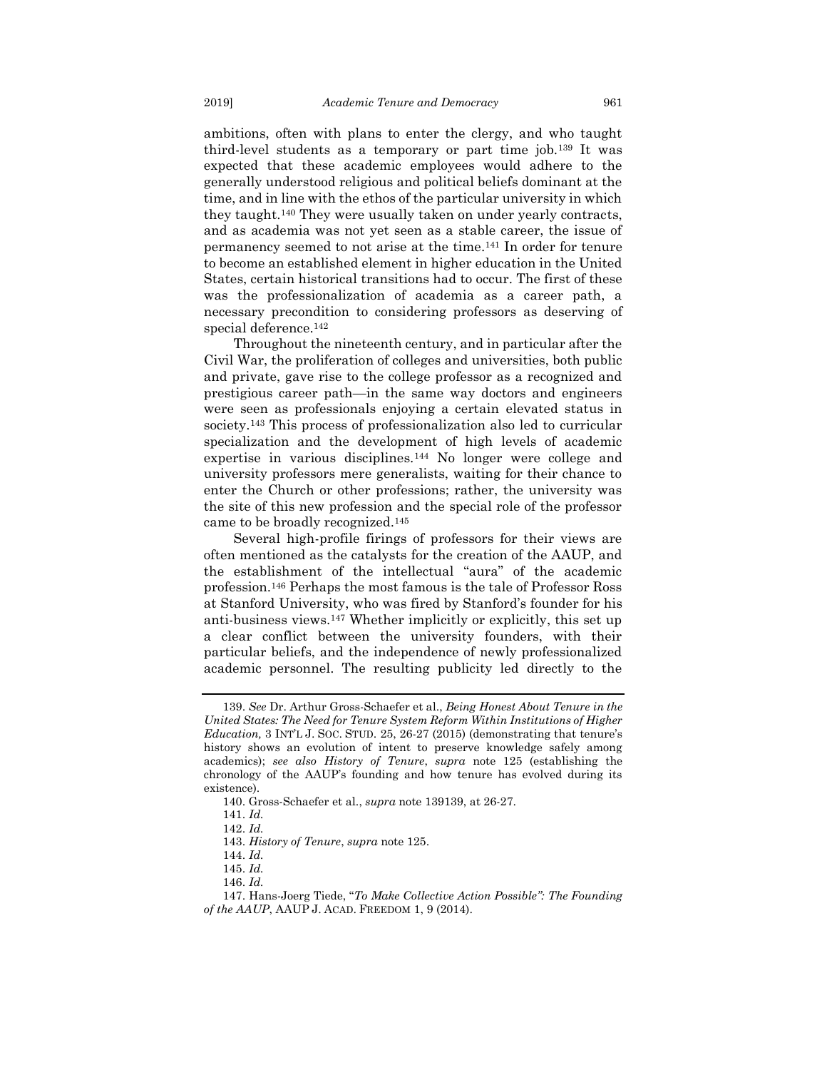ambitions, often with plans to enter the clergy, and who taught third-level students as a temporary or part time job.[139] It was expected that these academic employees would adhere to the generally understood religious and political beliefs dominant at the time, and in line with the ethos of the particular university in which they taught.[140] They were usually taken on under yearly contracts, and as academia was not yet seen as a stable career, the issue of permanency seemed to not arise at the time.[141] In order for tenure to become an established element in higher education in the United States, certain historical transitions had to occur. The first of these was the professionalization of academia as a career path, a necessary precondition to considering professors as deserving of special deference.[142]

Throughout the nineteenth century, and in particular after the Civil War, the proliferation of colleges and universities, both public and private, gave rise to the college professor as a recognized and prestigious career path—in the same way doctors and engineers were seen as professionals enjoying a certain elevated status in society.[143] This process of professionalization also led to curricular specialization and the development of high levels of academic expertise in various disciplines.[144] No longer were college and university professors mere generalists, waiting for their chance to enter the Church or other professions; rather, the university was the site of this new profession and the special role of the professor came to be broadly recognized.[145]

Several high-profile firings of professors for their views are often mentioned as the catalysts for the creation of the AAUP, and the establishment of the intellectual "aura" of the academic profession.[146] Perhaps the most famous is the tale of Professor Ross at Stanford University, who was fired by Stanford's founder for his anti-business views.[147] Whether implicitly or explicitly, this set up a clear conflict between the university founders, with their particular beliefs, and the independence of newly professionalized academic personnel. The resulting publicity led directly to the

---

139. *See* Dr. Arthur Gross-Schaefer et al., *Being Honest About Tenure in the United States: The Need for Tenure System Reform Within Institutions of Higher Education,* 3 INT'L J. SOC. STUD. 25, 26-27 (2015) (demonstrating that tenure's history shows an evolution of intent to preserve knowledge safely among academics); *see also History of Tenure*, *supra* note 125 (establishing the chronology of the AAUP's founding and how tenure has evolved during its existence).

140. Gross-Schaefer et al., *supra* note 139139, at 26-27.

141. *Id.*

142. *Id.*

143. *History of Tenure*, *supra* note 125.

144. *Id.*

145. *Id.*

146. *Id.*

147. Hans-Joerg Tiede, "*To Make Collective Action Possible": The Founding of the AAUP*, AAUP J. ACAD. FREEDOM 1, 9 (2014).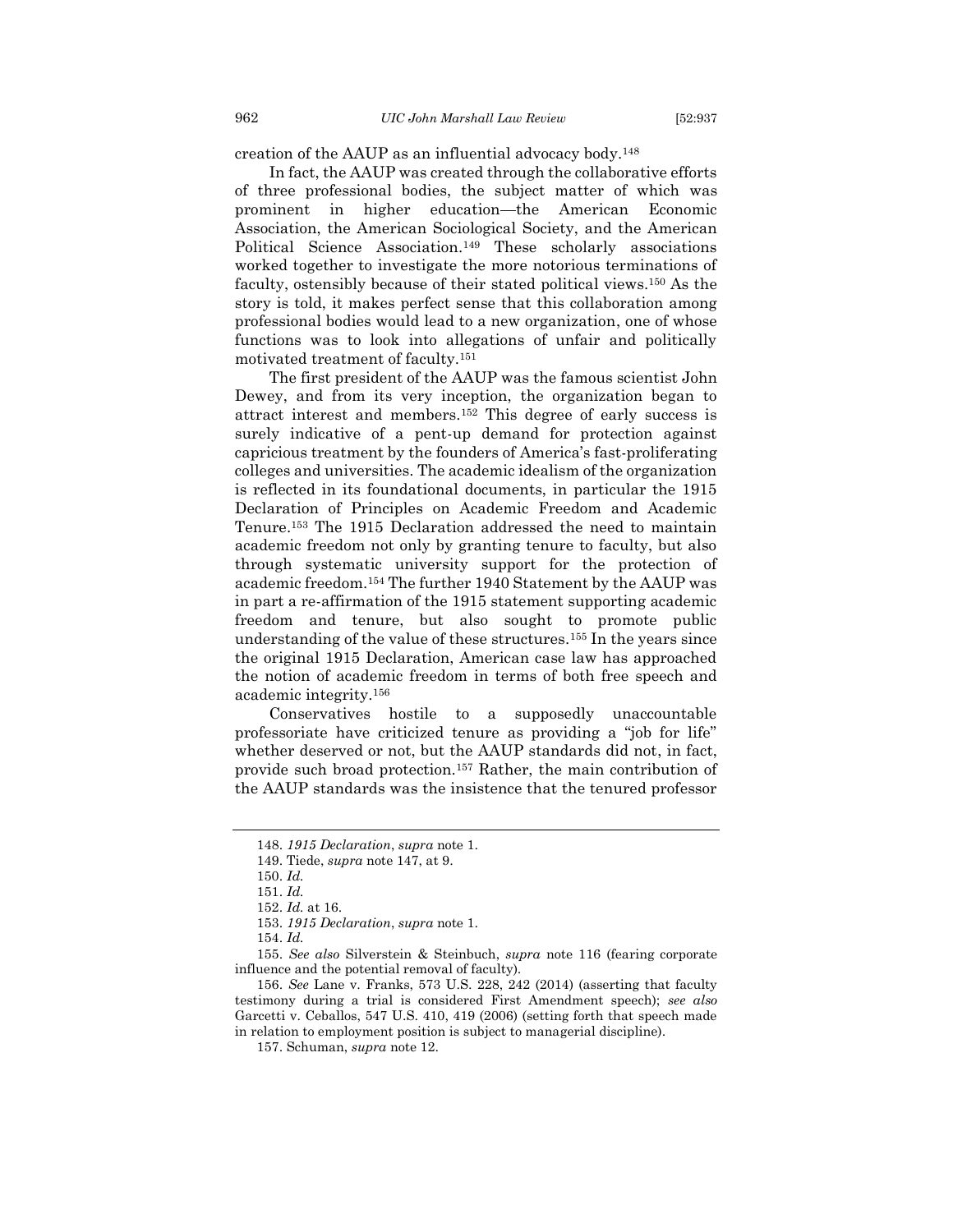creation of the AAUP as an influential advocacy body.[148]

In fact, the AAUP was created through the collaborative efforts of three professional bodies, the subject matter of which was prominent in higher education—the American Economic Association, the American Sociological Society, and the American Political Science Association.[149] These scholarly associations worked together to investigate the more notorious terminations of faculty, ostensibly because of their stated political views.[150] As the story is told, it makes perfect sense that this collaboration among professional bodies would lead to a new organization, one of whose functions was to look into allegations of unfair and politically motivated treatment of faculty.[151]

The first president of the AAUP was the famous scientist John Dewey, and from its very inception, the organization began to attract interest and members.[152] This degree of early success is surely indicative of a pent-up demand for protection against capricious treatment by the founders of America's fast-proliferating colleges and universities. The academic idealism of the organization is reflected in its foundational documents, in particular the 1915 Declaration of Principles on Academic Freedom and Academic Tenure.[153] The 1915 Declaration addressed the need to maintain academic freedom not only by granting tenure to faculty, but also through systematic university support for the protection of academic freedom.[154] The further 1940 Statement by the AAUP was in part a re-affirmation of the 1915 statement supporting academic freedom and tenure, but also sought to promote public understanding of the value of these structures.[155] In the years since the original 1915 Declaration, American case law has approached the notion of academic freedom in terms of both free speech and academic integrity.[156]

Conservatives hostile to a supposedly unaccountable professoriate have criticized tenure as providing a "job for life" whether deserved or not, but the AAUP standards did not, in fact, provide such broad protection.[157] Rather, the main contribution of the AAUP standards was the insistence that the tenured professor

---

148. *1915 Declaration*, *supra* note 1.

149. Tiede, *supra* note 147, at 9.

150. *Id.*

151. *Id.*

152. *Id.* at 16.

153. *1915 Declaration*, *supra* note 1.

154. *Id.*

155. *See also* Silverstein & Steinbuch, *supra* note 116 (fearing corporate influence and the potential removal of faculty).

156. *See* Lane v. Franks, 573 U.S. 228, 242 (2014) (asserting that faculty testimony during a trial is considered First Amendment speech); *see also* Garcetti v. Ceballos, 547 U.S. 410, 419 (2006) (setting forth that speech made in relation to employment position is subject to managerial discipline).

157. Schuman, *supra* note 12.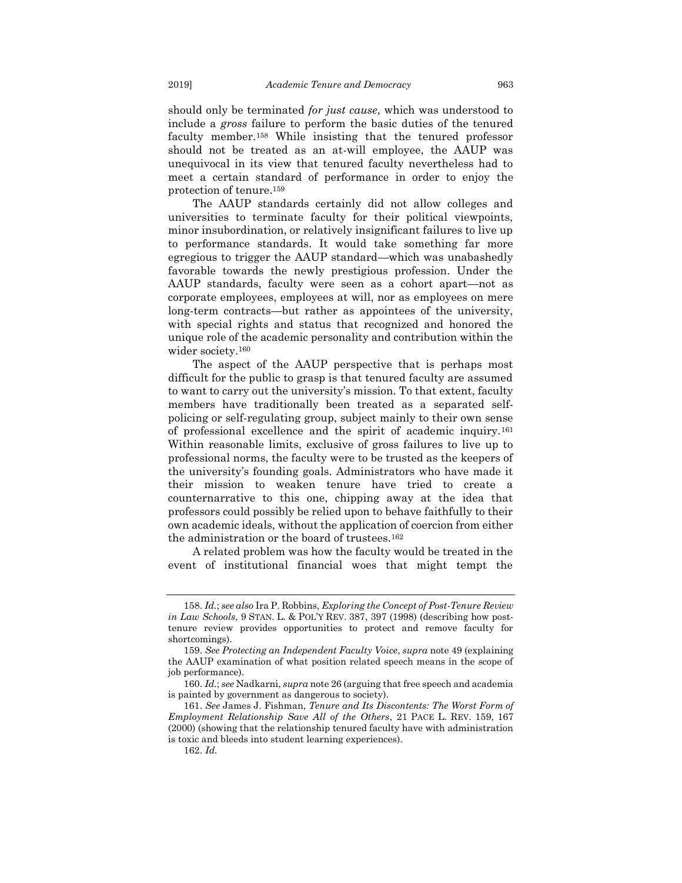should only be terminated *for just cause*, which was understood to include a *gross* failure to perform the basic duties of the tenured faculty member.[158] While insisting that the tenured professor should not be treated as an at-will employee, the AAUP was unequivocal in its view that tenured faculty nevertheless had to meet a certain standard of performance in order to enjoy the protection of tenure.[159]

The AAUP standards certainly did not allow colleges and universities to terminate faculty for their political viewpoints, minor insubordination, or relatively insignificant failures to live up to performance standards. It would take something far more egregious to trigger the AAUP standard—which was unabashedly favorable towards the newly prestigious profession. Under the AAUP standards, faculty were seen as a cohort apart—not as corporate employees, employees at will, nor as employees on mere long-term contracts—but rather as appointees of the university, with special rights and status that recognized and honored the unique role of the academic personality and contribution within the wider society.[160]

The aspect of the AAUP perspective that is perhaps most difficult for the public to grasp is that tenured faculty are assumed to want to carry out the university's mission. To that extent, faculty members have traditionally been treated as a separated self-policing or self-regulating group, subject mainly to their own sense of professional excellence and the spirit of academic inquiry.[161] Within reasonable limits, exclusive of gross failures to live up to professional norms, the faculty were to be trusted as the keepers of the university's founding goals. Administrators who have made it their mission to weaken tenure have tried to create a counternarrative to this one, chipping away at the idea that professors could possibly be relied upon to behave faithfully to their own academic ideals, without the application of coercion from either the administration or the board of trustees.[162]

A related problem was how the faculty would be treated in the event of institutional financial woes that might tempt the

---

158. *Id.*; *see also* Ira P. Robbins, *Exploring the Concept of Post-Tenure Review in Law Schools*, 9 STAN. L. & POL'Y REV. 387, 397 (1998) (describing how post-tenure review provides opportunities to protect and remove faculty for shortcomings).

159. *See Protecting an Independent Faculty Voice*, *supra* note 49 (explaining the AAUP examination of what position related speech means in the scope of job performance).

160. *Id.*; *see* Nadkarni, *supra* note 26 (arguing that free speech and academia is painted by government as dangerous to society).

161. *See* James J. Fishman, *Tenure and Its Discontents: The Worst Form of Employment Relationship Save All of the Others*, 21 PACE L. REV. 159, 167 (2000) (showing that the relationship tenured faculty have with administration is toxic and bleeds into student learning experiences).

162. *Id.*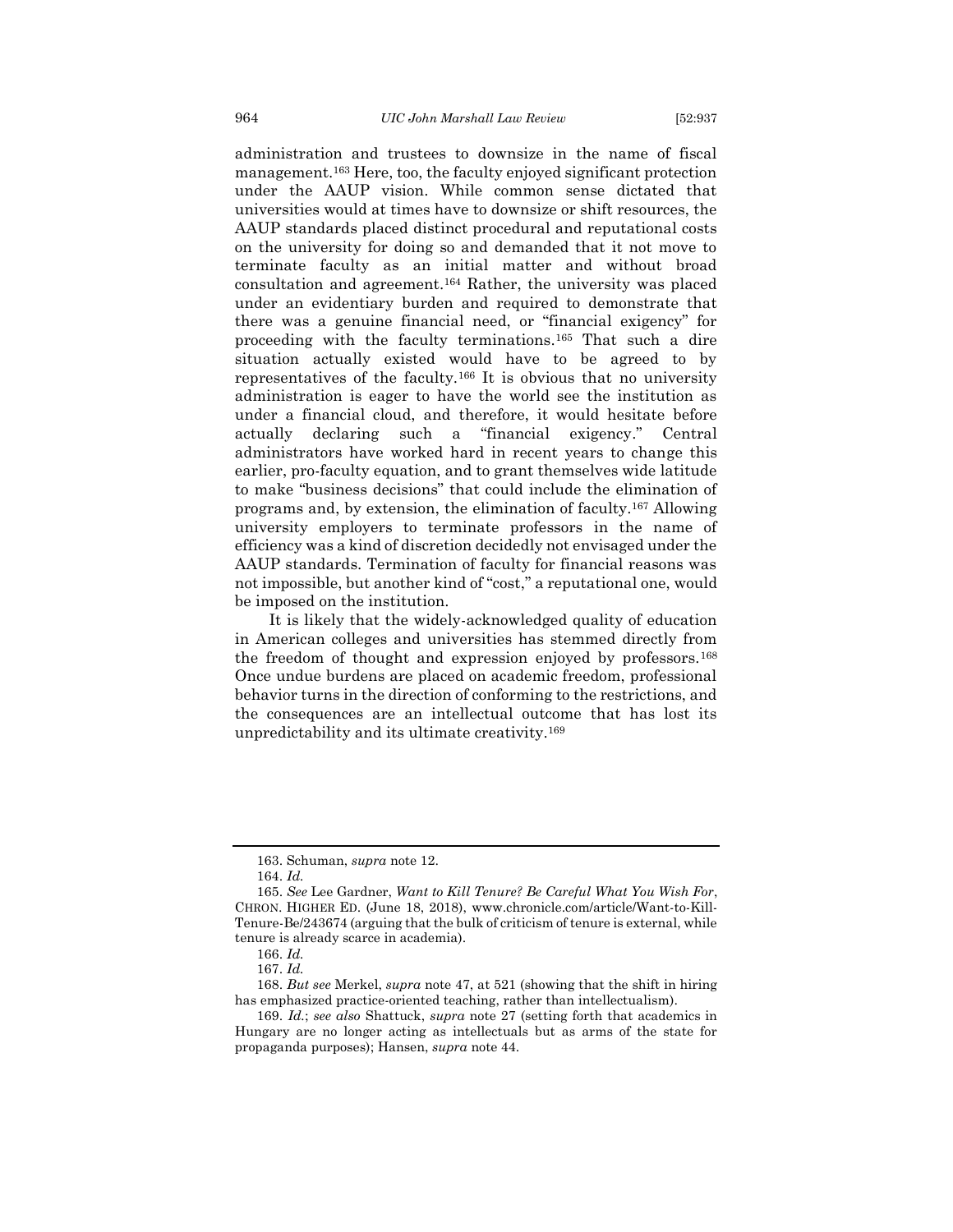administration and trustees to downsize in the name of fiscal management.[163] Here, too, the faculty enjoyed significant protection under the AAUP vision. While common sense dictated that universities would at times have to downsize or shift resources, the AAUP standards placed distinct procedural and reputational costs on the university for doing so and demanded that it not move to terminate faculty as an initial matter and without broad consultation and agreement.[164] Rather, the university was placed under an evidentiary burden and required to demonstrate that there was a genuine financial need, or "financial exigency" for proceeding with the faculty terminations.[165] That such a dire situation actually existed would have to be agreed to by representatives of the faculty.[166] It is obvious that no university administration is eager to have the world see the institution as under a financial cloud, and therefore, it would hesitate before actually declaring such a "financial exigency." Central administrators have worked hard in recent years to change this earlier, pro-faculty equation, and to grant themselves wide latitude to make "business decisions" that could include the elimination of programs and, by extension, the elimination of faculty.[167] Allowing university employers to terminate professors in the name of efficiency was a kind of discretion decidedly not envisaged under the AAUP standards. Termination of faculty for financial reasons was not impossible, but another kind of "cost," a reputational one, would be imposed on the institution.

It is likely that the widely-acknowledged quality of education in American colleges and universities has stemmed directly from the freedom of thought and expression enjoyed by professors.[168] Once undue burdens are placed on academic freedom, professional behavior turns in the direction of conforming to the restrictions, and the consequences are an intellectual outcome that has lost its unpredictability and its ultimate creativity.[169]

---

163. Schuman, *supra* note 12.

164. *Id.*

165. *See* Lee Gardner, *Want to Kill Tenure? Be Careful What You Wish For*, CHRON. HIGHER ED. (June 18, 2018), www.chronicle.com/article/Want-to-Kill-Tenure-Be/243674 (arguing that the bulk of criticism of tenure is external, while tenure is already scarce in academia).

166. *Id.*

167. *Id.*

168. *But see* Merkel, *supra* note 47, at 521 (showing that the shift in hiring has emphasized practice-oriented teaching, rather than intellectualism).

169. *Id.*; *see also* Shattuck, *supra* note 27 (setting forth that academics in Hungary are no longer acting as intellectuals but as arms of the state for propaganda purposes); Hansen, *supra* note 44.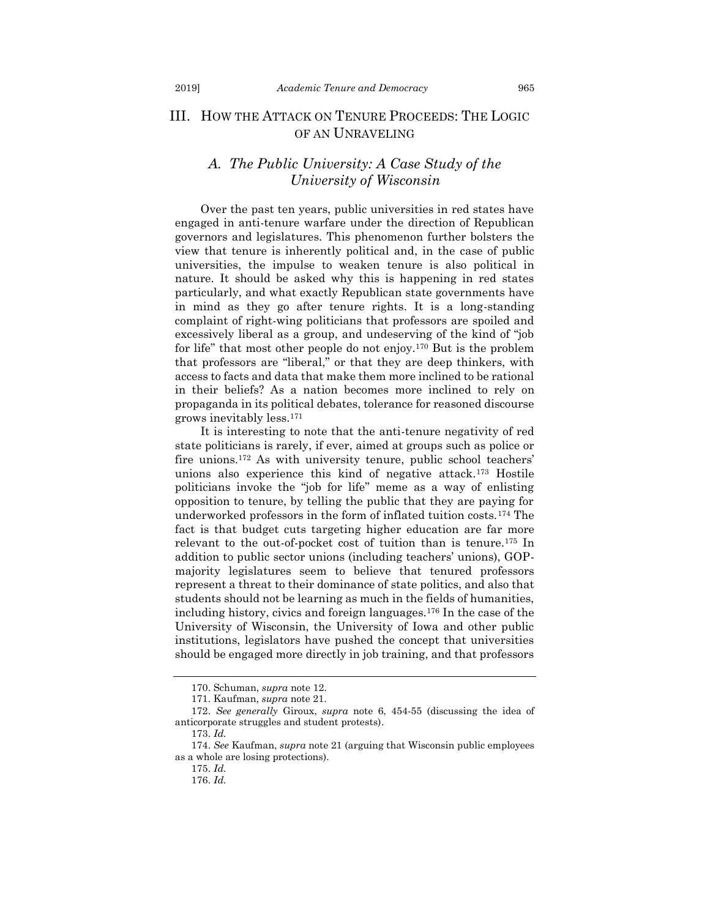## III. How the Attack on Tenure Proceeds: The Logic of an Unraveling

### A. *The Public University: A Case Study of the University of Wisconsin*

Over the past ten years, public universities in red states have engaged in anti-tenure warfare under the direction of Republican governors and legislatures. This phenomenon further bolsters the view that tenure is inherently political and, in the case of public universities, the impulse to weaken tenure is also political in nature. It should be asked why this is happening in red states particularly, and what exactly Republican state governments have in mind as they go after tenure rights. It is a long-standing complaint of right-wing politicians that professors are spoiled and excessively liberal as a group, and undeserving of the kind of "job for life" that most other people do not enjoy.[170] But is the problem that professors are "liberal," or that they are deep thinkers, with access to facts and data that make them more inclined to be rational in their beliefs? As a nation becomes more inclined to rely on propaganda in its political debates, tolerance for reasoned discourse grows inevitably less.[171]

It is interesting to note that the anti-tenure negativity of red state politicians is rarely, if ever, aimed at groups such as police or fire unions.[172] As with university tenure, public school teachers' unions also experience this kind of negative attack.[173] Hostile politicians invoke the "job for life" meme as a way of enlisting opposition to tenure, by telling the public that they are paying for underworked professors in the form of inflated tuition costs.[174] The fact is that budget cuts targeting higher education are far more relevant to the out-of-pocket cost of tuition than is tenure.[175] In addition to public sector unions (including teachers' unions), GOP-majority legislatures seem to believe that tenured professors represent a threat to their dominance of state politics, and also that students should not be learning as much in the fields of humanities, including history, civics and foreign languages.[176] In the case of the University of Wisconsin, the University of Iowa and other public institutions, legislators have pushed the concept that universities should be engaged more directly in job training, and that professors

---

170. Schuman, *supra* note 12.

171. Kaufman, *supra* note 21.

172. *See generally* Giroux, *supra* note 6, 454-55 (discussing the idea of anticorporate struggles and student protests).

173. *Id.*

174. *See* Kaufman, *supra* note 21 (arguing that Wisconsin public employees as a whole are losing protections).

175. *Id.*

176. *Id.*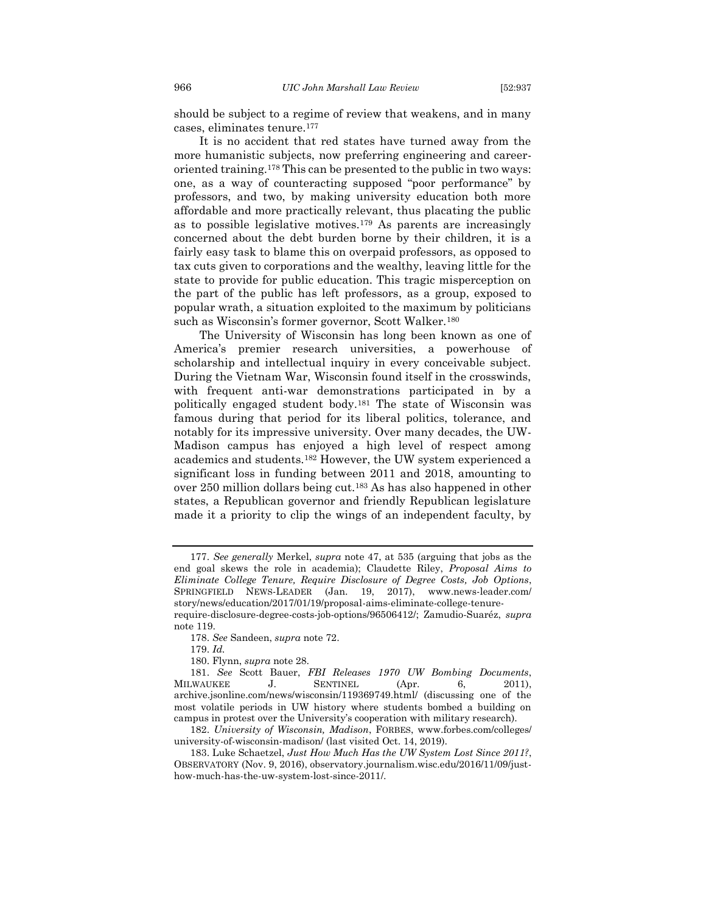should be subject to a regime of review that weakens, and in many cases, eliminates tenure.[177]

It is no accident that red states have turned away from the more humanistic subjects, now preferring engineering and career-oriented training.[178] This can be presented to the public in two ways: one, as a way of counteracting supposed "poor performance" by professors, and two, by making university education both more affordable and more practically relevant, thus placating the public as to possible legislative motives.[179] As parents are increasingly concerned about the debt burden borne by their children, it is a fairly easy task to blame this on overpaid professors, as opposed to tax cuts given to corporations and the wealthy, leaving little for the state to provide for public education. This tragic misperception on the part of the public has left professors, as a group, exposed to popular wrath, a situation exploited to the maximum by politicians such as Wisconsin's former governor, Scott Walker.[180]

The University of Wisconsin has long been known as one of America's premier research universities, a powerhouse of scholarship and intellectual inquiry in every conceivable subject. During the Vietnam War, Wisconsin found itself in the crosswinds, with frequent anti-war demonstrations participated in by a politically engaged student body.[181] The state of Wisconsin was famous during that period for its liberal politics, tolerance, and notably for its impressive university. Over many decades, the UW-Madison campus has enjoyed a high level of respect among academics and students.[182] However, the UW system experienced a significant loss in funding between 2011 and 2018, amounting to over 250 million dollars being cut.[183] As has also happened in other states, a Republican governor and friendly Republican legislature made it a priority to clip the wings of an independent faculty, by

---

177. *See generally* Merkel, *supra* note 47, at 535 (arguing that jobs as the end goal skews the role in academia); Claudette Riley, *Proposal Aims to Eliminate College Tenure, Require Disclosure of Degree Costs, Job Options*, SPRINGFIELD NEWS-LEADER (Jan. 19, 2017), www.news-leader.com/story/news/education/2017/01/19/proposal-aims-eliminate-college-tenure-require-disclosure-degree-costs-job-options/96506412/; Zamudio-Suaréz, *supra* note 119.

178. *See* Sandeen, *supra* note 72.

179. *Id.*

180. Flynn, *supra* note 28.

181. *See* Scott Bauer, *FBI Releases 1970 UW Bombing Documents*, MILWAUKEE J. SENTINEL (Apr. 6, 2011), archive.jsonline.com/news/wisconsin/119369749.html/ (discussing one of the most volatile periods in UW history where students bombed a building on campus in protest over the University's cooperation with military research).

182. *University of Wisconsin, Madison*, FORBES, www.forbes.com/colleges/university-of-wisconsin-madison/ (last visited Oct. 14, 2019).

183. Luke Schaetzel, *Just How Much Has the UW System Lost Since 2011?*, OBSERVATORY (Nov. 9, 2016), observatory.journalism.wisc.edu/2016/11/09/just-how-much-has-the-uw-system-lost-since-2011/.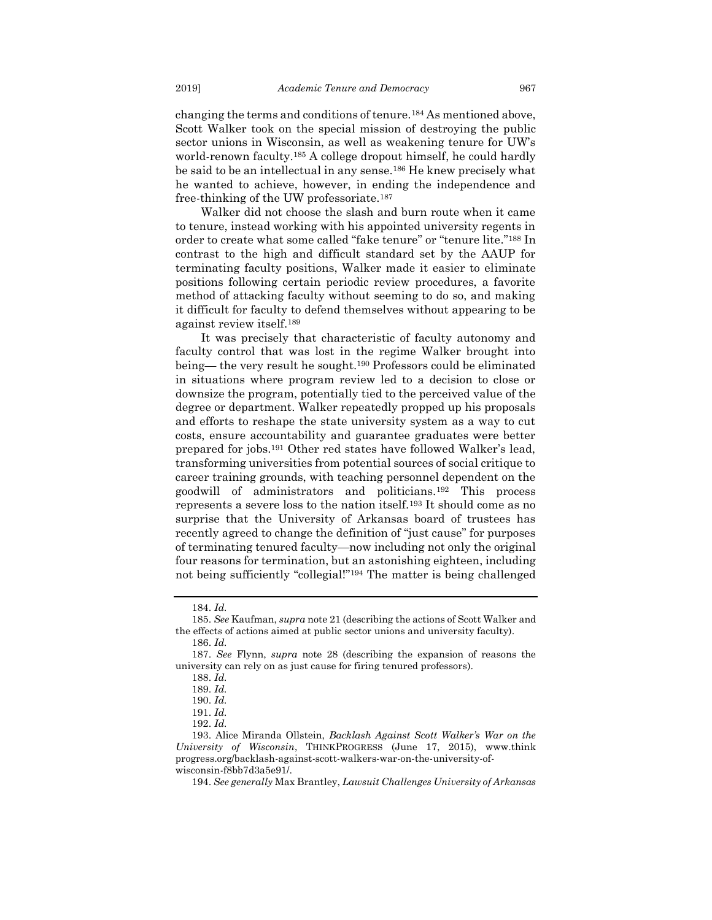changing the terms and conditions of tenure.[184] As mentioned above, Scott Walker took on the special mission of destroying the public sector unions in Wisconsin, as well as weakening tenure for UW's world-renown faculty.[185] A college dropout himself, he could hardly be said to be an intellectual in any sense.[186] He knew precisely what he wanted to achieve, however, in ending the independence and free-thinking of the UW professoriate.[187]

Walker did not choose the slash and burn route when it came to tenure, instead working with his appointed university regents in order to create what some called "fake tenure" or "tenure lite."[188] In contrast to the high and difficult standard set by the AAUP for terminating faculty positions, Walker made it easier to eliminate positions following certain periodic review procedures, a favorite method of attacking faculty without seeming to do so, and making it difficult for faculty to defend themselves without appearing to be against review itself.[189]

It was precisely that characteristic of faculty autonomy and faculty control that was lost in the regime Walker brought into being— the very result he sought.[190] Professors could be eliminated in situations where program review led to a decision to close or downsize the program, potentially tied to the perceived value of the degree or department. Walker repeatedly propped up his proposals and efforts to reshape the state university system as a way to cut costs, ensure accountability and guarantee graduates were better prepared for jobs.[191] Other red states have followed Walker's lead, transforming universities from potential sources of social critique to career training grounds, with teaching personnel dependent on the goodwill of administrators and politicians.[192] This process represents a severe loss to the nation itself.[193] It should come as no surprise that the University of Arkansas board of trustees has recently agreed to change the definition of "just cause" for purposes of terminating tenured faculty—now including not only the original four reasons for termination, but an astonishing eighteen, including not being sufficiently "collegial!"[194] The matter is being challenged

---

184. *Id.*

185. *See* Kaufman, *supra* note 21 (describing the actions of Scott Walker and the effects of actions aimed at public sector unions and university faculty).

186. *Id.*

187. *See* Flynn, *supra* note 28 (describing the expansion of reasons the university can rely on as just cause for firing tenured professors).

188. *Id.*

189. *Id.*

190. *Id.*

191. *Id.*

192. *Id.*

193. Alice Miranda Ollstein, *Backlash Against Scott Walker's War on the University of Wisconsin*, THINKPROGRESS (June 17, 2015), www.thinkprogress.org/backlash-against-scott-walkers-war-on-the-university-of-wisconsin-f8bb7d3a5e91/.

194. *See generally* Max Brantley, *Lawsuit Challenges University of Arkansas*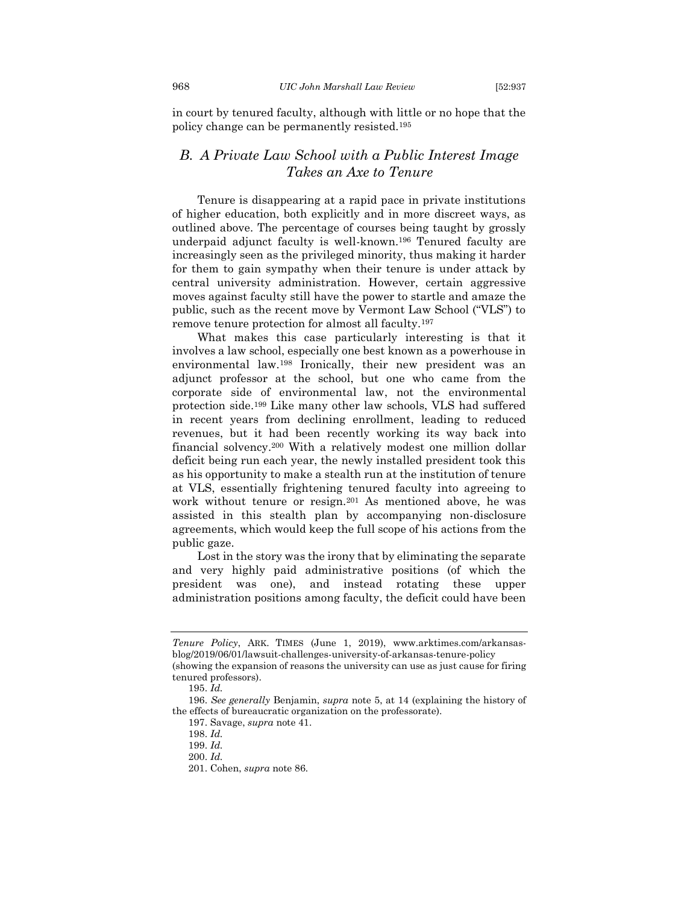in court by tenured faculty, although with little or no hope that the policy change can be permanently resisted.[195]

### *B. A Private Law School with a Public Interest Image Takes an Axe to Tenure*

Tenure is disappearing at a rapid pace in private institutions of higher education, both explicitly and in more discreet ways, as outlined above. The percentage of courses being taught by grossly underpaid adjunct faculty is well-known.[196] Tenured faculty are increasingly seen as the privileged minority, thus making it harder for them to gain sympathy when their tenure is under attack by central university administration. However, certain aggressive moves against faculty still have the power to startle and amaze the public, such as the recent move by Vermont Law School ("VLS") to remove tenure protection for almost all faculty.[197]

What makes this case particularly interesting is that it involves a law school, especially one best known as a powerhouse in environmental law.[198] Ironically, their new president was an adjunct professor at the school, but one who came from the corporate side of environmental law, not the environmental protection side.[199] Like many other law schools, VLS had suffered in recent years from declining enrollment, leading to reduced revenues, but it had been recently working its way back into financial solvency.[200] With a relatively modest one million dollar deficit being run each year, the newly installed president took this as his opportunity to make a stealth run at the institution of tenure at VLS, essentially frightening tenured faculty into agreeing to work without tenure or resign.[201] As mentioned above, he was assisted in this stealth plan by accompanying non-disclosure agreements, which would keep the full scope of his actions from the public gaze.

Lost in the story was the irony that by eliminating the separate and very highly paid administrative positions (of which the president was one), and instead rotating these upper administration positions among faculty, the deficit could have been

---

*Tenure Policy*, ARK. TIMES (June 1, 2019), www.arktimes.com/arkansas-blog/2019/06/01/lawsuit-challenges-university-of-arkansas-tenure-policy (showing the expansion of reasons the university can use as just cause for firing tenured professors).

195. *Id.*

196. *See generally* Benjamin, *supra* note 5, at 14 (explaining the history of the effects of bureaucratic organization on the professorate).

197. Savage, *supra* note 41.

198. *Id.*

199. *Id.*

200. *Id.*

201. Cohen, *supra* note 86.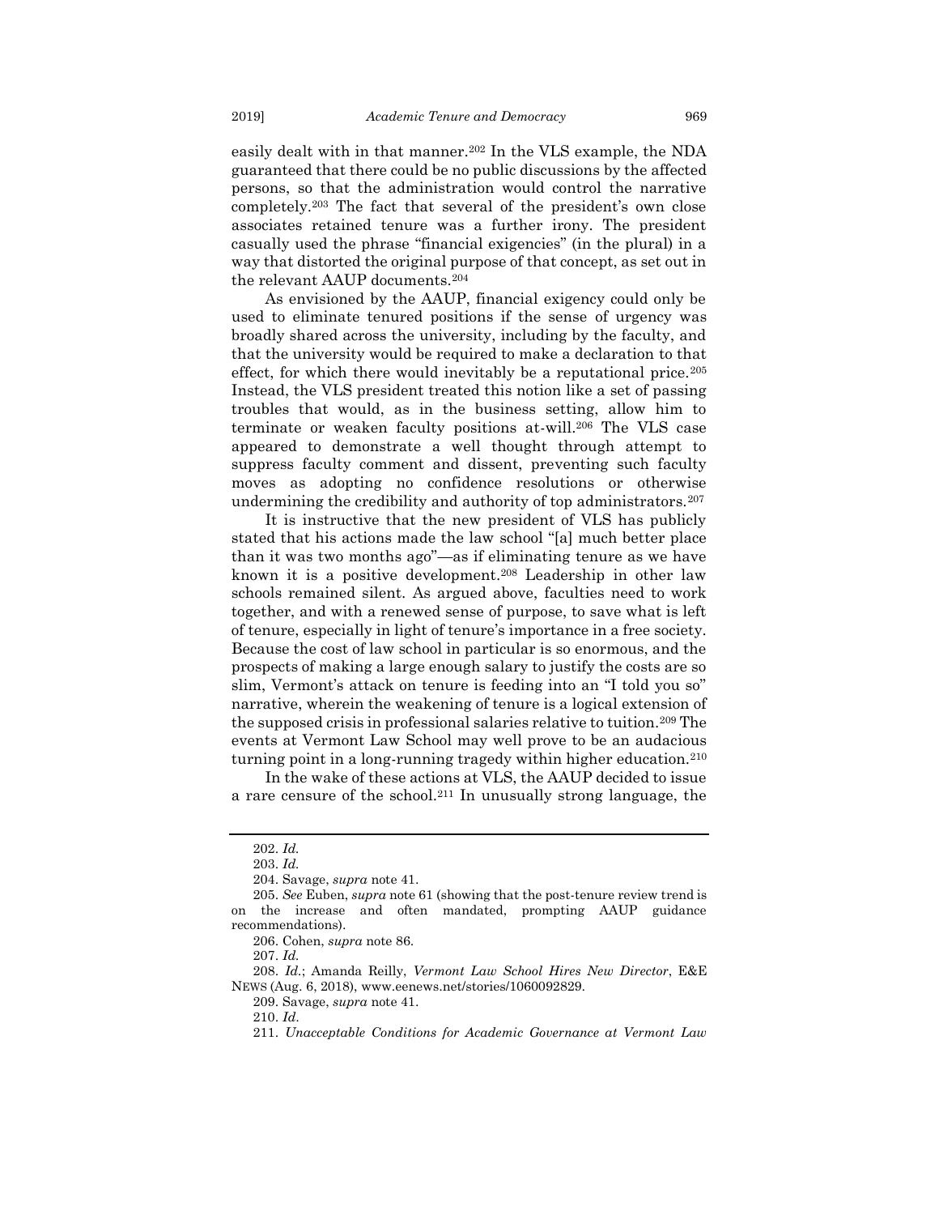easily dealt with in that manner.[202] In the VLS example, the NDA guaranteed that there could be no public discussions by the affected persons, so that the administration would control the narrative completely.[203] The fact that several of the president's own close associates retained tenure was a further irony. The president casually used the phrase "financial exigencies" (in the plural) in a way that distorted the original purpose of that concept, as set out in the relevant AAUP documents.[204]

As envisioned by the AAUP, financial exigency could only be used to eliminate tenured positions if the sense of urgency was broadly shared across the university, including by the faculty, and that the university would be required to make a declaration to that effect, for which there would inevitably be a reputational price.[205] Instead, the VLS president treated this notion like a set of passing troubles that would, as in the business setting, allow him to terminate or weaken faculty positions at-will.[206] The VLS case appeared to demonstrate a well thought through attempt to suppress faculty comment and dissent, preventing such faculty moves as adopting no confidence resolutions or otherwise undermining the credibility and authority of top administrators.[207]

It is instructive that the new president of VLS has publicly stated that his actions made the law school "[a] much better place than it was two months ago"—as if eliminating tenure as we have known it is a positive development.[208] Leadership in other law schools remained silent. As argued above, faculties need to work together, and with a renewed sense of purpose, to save what is left of tenure, especially in light of tenure's importance in a free society. Because the cost of law school in particular is so enormous, and the prospects of making a large enough salary to justify the costs are so slim, Vermont's attack on tenure is feeding into an "I told you so" narrative, wherein the weakening of tenure is a logical extension of the supposed crisis in professional salaries relative to tuition.[209] The events at Vermont Law School may well prove to be an audacious turning point in a long-running tragedy within higher education.[210]

In the wake of these actions at VLS, the AAUP decided to issue a rare censure of the school.[211] In unusually strong language, the

---

202. *Id.*

203. *Id.*

204. Savage, *supra* note 41.

205. *See* Euben, *supra* note 61 (showing that the post-tenure review trend is on the increase and often mandated, prompting AAUP guidance recommendations).

206. Cohen, *supra* note 86.

207. *Id.*

208. *Id.*; Amanda Reilly, *Vermont Law School Hires New Director*, E&E NEWS (Aug. 6, 2018), www.eenews.net/stories/1060092829.

209. Savage, *supra* note 41.

210. *Id.*

211. *Unacceptable Conditions for Academic Governance at Vermont Law*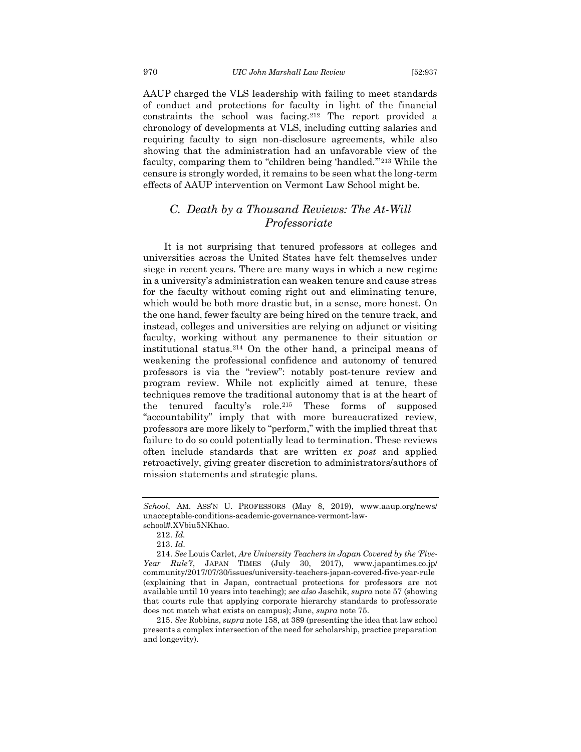AAUP charged the VLS leadership with failing to meet standards of conduct and protections for faculty in light of the financial constraints the school was facing.[212] The report provided a chronology of developments at VLS, including cutting salaries and requiring faculty to sign non-disclosure agreements, while also showing that the administration had an unfavorable view of the faculty, comparing them to "children being 'handled.'"[213] While the censure is strongly worded, it remains to be seen what the long-term effects of AAUP intervention on Vermont Law School might be.

### *C. Death by a Thousand Reviews: The At-Will Professoriate*

It is not surprising that tenured professors at colleges and universities across the United States have felt themselves under siege in recent years. There are many ways in which a new regime in a university's administration can weaken tenure and cause stress for the faculty without coming right out and eliminating tenure, which would be both more drastic but, in a sense, more honest. On the one hand, fewer faculty are being hired on the tenure track, and instead, colleges and universities are relying on adjunct or visiting faculty, working without any permanence to their situation or institutional status.[214] On the other hand, a principal means of weakening the professional confidence and autonomy of tenured professors is via the "review": notably post-tenure review and program review. While not explicitly aimed at tenure, these techniques remove the traditional autonomy that is at the heart of the tenured faculty's role.[215] These forms of supposed "accountability" imply that with more bureaucratized review, professors are more likely to "perform," with the implied threat that failure to do so could potentially lead to termination. These reviews often include standards that are written *ex post* and applied retroactively, giving greater discretion to administrators/authors of mission statements and strategic plans.

---

*School*, AM. ASS'N U. PROFESSORS (May 8, 2019), www.aaup.org/news/unacceptable-conditions-academic-governance-vermont-law-school#.XVbiu5NKhao.

212. *Id.*

213. *Id.*

214. *See* Louis Carlet, *Are University Teachers in Japan Covered by the 'Five-Year Rule'?*, JAPAN TIMES (July 30, 2017), www.japantimes.co.jp/community/2017/07/30/issues/university-teachers-japan-covered-five-year-rule (explaining that in Japan, contractual protections for professors are not available until 10 years into teaching); *see also* Jaschik, *supra* note 57 (showing that courts rule that applying corporate hierarchy standards to professorate does not match what exists on campus); June, *supra* note 75.

215. *See* Robbins, *supra* note 158, at 389 (presenting the idea that law school presents a complex intersection of the need for scholarship, practice preparation and longevity).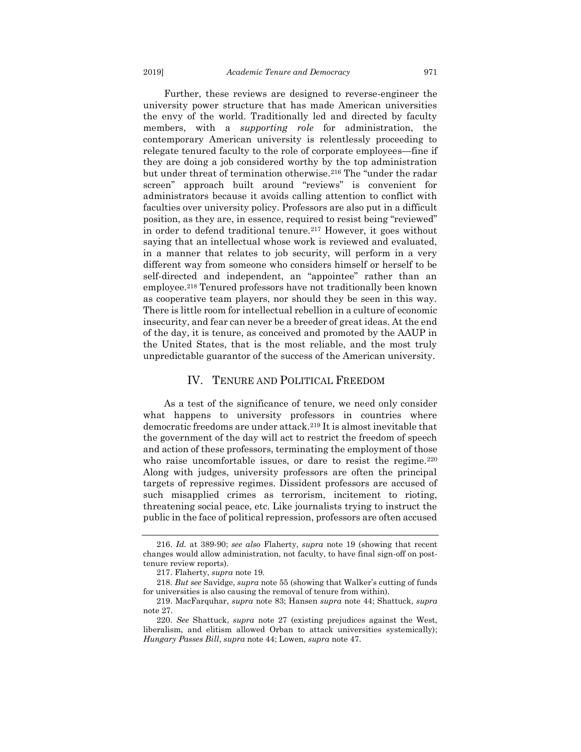Further, these reviews are designed to reverse-engineer the university power structure that has made American universities the envy of the world. Traditionally led and directed by faculty members, with a *supporting role* for administration, the contemporary American university is relentlessly proceeding to relegate tenured faculty to the role of corporate employees—fine if they are doing a job considered worthy by the top administration but under threat of termination otherwise.[216] The "under the radar screen" approach built around "reviews" is convenient for administrators because it avoids calling attention to conflict with faculties over university policy. Professors are also put in a difficult position, as they are, in essence, required to resist being "reviewed" in order to defend traditional tenure.[217] However, it goes without saying that an intellectual whose work is reviewed and evaluated, in a manner that relates to job security, will perform in a very different way from someone who considers himself or herself to be self-directed and independent, an "appointee" rather than an employee.[218] Tenured professors have not traditionally been known as cooperative team players, nor should they be seen in this way. There is little room for intellectual rebellion in a culture of economic insecurity, and fear can never be a breeder of great ideas. At the end of the day, it is tenure, as conceived and promoted by the AAUP in the United States, that is the most reliable, and the most truly unpredictable guarantor of the success of the American university.

## IV. TENURE AND POLITICAL FREEDOM

As a test of the significance of tenure, we need only consider what happens to university professors in countries where democratic freedoms are under attack.[219] It is almost inevitable that the government of the day will act to restrict the freedom of speech and action of these professors, terminating the employment of those who raise uncomfortable issues, or dare to resist the regime.[220] Along with judges, university professors are often the principal targets of repressive regimes. Dissident professors are accused of such misapplied crimes as terrorism, incitement to rioting, threatening social peace, etc. Like journalists trying to instruct the public in the face of political repression, professors are often accused

---

216. *Id.* at 389-90; *see also* Flaherty, *supra* note 19 (showing that recent changes would allow administration, not faculty, to have final sign-off on post-tenure review reports).

217. Flaherty, *supra* note 19.

218. *But see* Savidge, *supra* note 55 (showing that Walker's cutting of funds for universities is also causing the removal of tenure from within).

219. MacFarquhar, *supra* note 83; Hansen *supra* note 44; Shattuck, *supra* note 27.

220. *See* Shattuck, *supra* note 27 (existing prejudices against the West, liberalism, and elitism allowed Orban to attack universities systemically); *Hungary Passes Bill*, *supra* note 44; Lowen, *supra* note 47.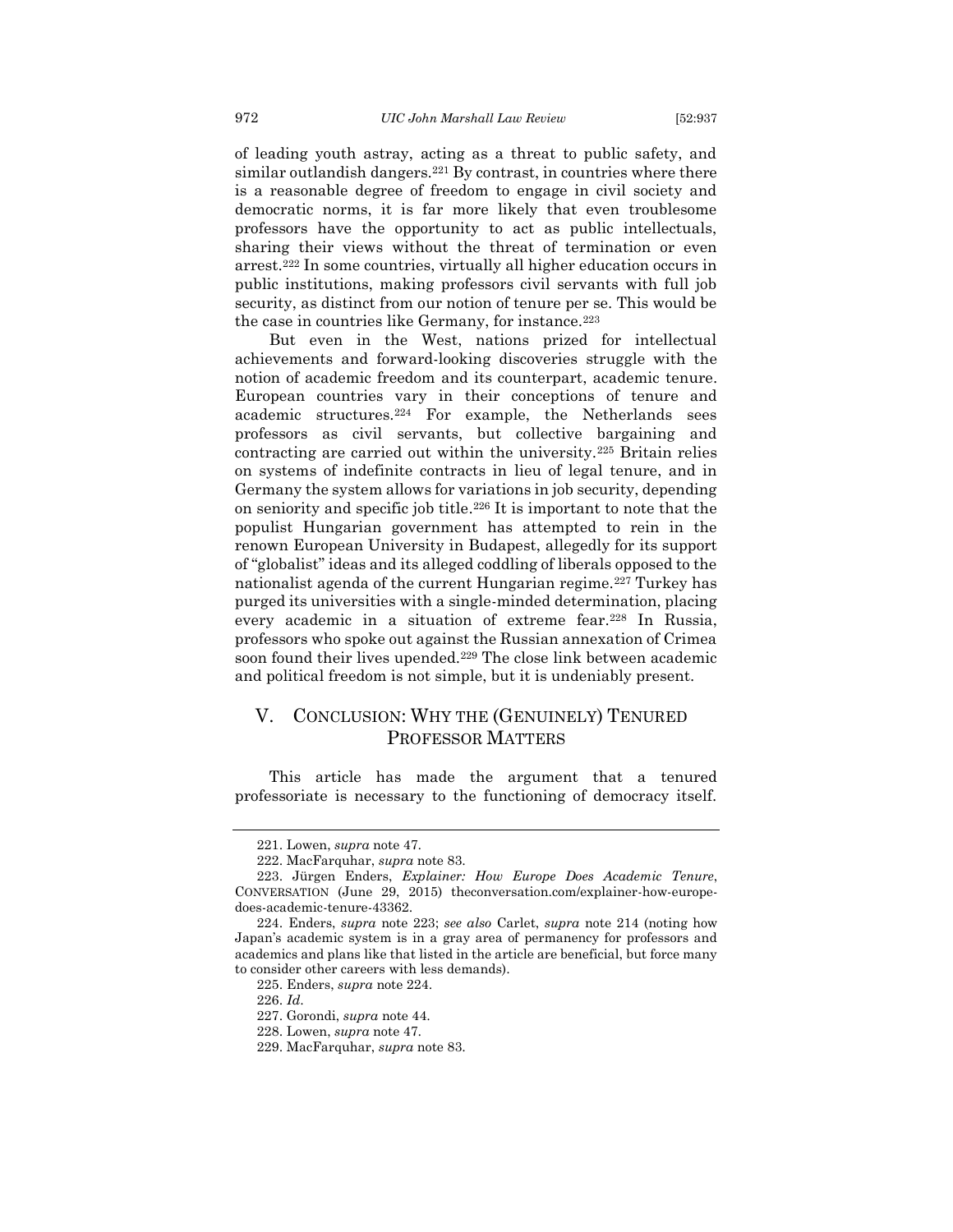of leading youth astray, acting as a threat to public safety, and similar outlandish dangers.[221] By contrast, in countries where there is a reasonable degree of freedom to engage in civil society and democratic norms, it is far more likely that even troublesome professors have the opportunity to act as public intellectuals, sharing their views without the threat of termination or even arrest.[222] In some countries, virtually all higher education occurs in public institutions, making professors civil servants with full job security, as distinct from our notion of tenure per se. This would be the case in countries like Germany, for instance.[223]

But even in the West, nations prized for intellectual achievements and forward-looking discoveries struggle with the notion of academic freedom and its counterpart, academic tenure. European countries vary in their conceptions of tenure and academic structures.[224] For example, the Netherlands sees professors as civil servants, but collective bargaining and contracting are carried out within the university.[225] Britain relies on systems of indefinite contracts in lieu of legal tenure, and in Germany the system allows for variations in job security, depending on seniority and specific job title.[226] It is important to note that the populist Hungarian government has attempted to rein in the renown European University in Budapest, allegedly for its support of "globalist" ideas and its alleged coddling of liberals opposed to the nationalist agenda of the current Hungarian regime.[227] Turkey has purged its universities with a single-minded determination, placing every academic in a situation of extreme fear.[228] In Russia, professors who spoke out against the Russian annexation of Crimea soon found their lives upended.[229] The close link between academic and political freedom is not simple, but it is undeniably present.

## V. CONCLUSION: WHY THE (GENUINELY) TENURED PROFESSOR MATTERS

This article has made the argument that a tenured professoriate is necessary to the functioning of democracy itself.

---

221. Lowen, *supra* note 47.

222. MacFarquhar, *supra* note 83.

223. Jürgen Enders, *Explainer: How Europe Does Academic Tenure*, CONVERSATION (June 29, 2015) theconversation.com/explainer-how-europe-does-academic-tenure-43362.

224. Enders, *supra* note 223; *see also* Carlet, *supra* note 214 (noting how Japan's academic system is in a gray area of permanency for professors and academics and plans like that listed in the article are beneficial, but force many to consider other careers with less demands).

225. Enders, *supra* note 224.

226. *Id*.

227. Gorondi, *supra* note 44.

228. Lowen, *supra* note 47.

229. MacFarquhar, *supra* note 83.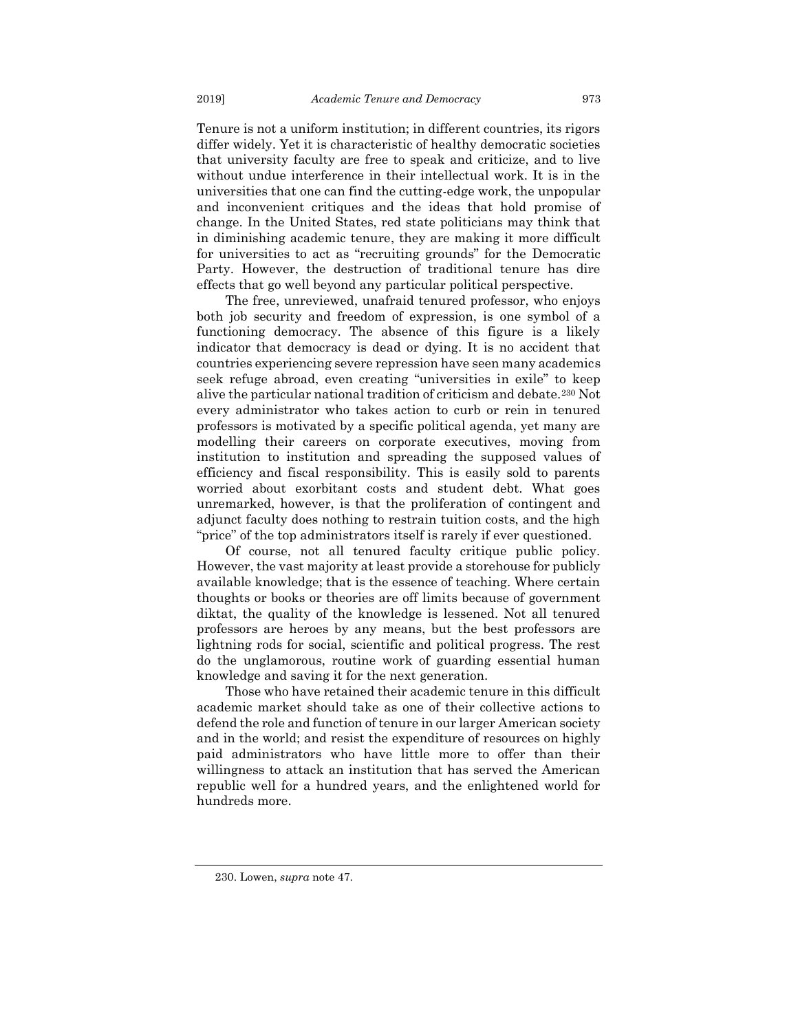Tenure is not a uniform institution; in different countries, its rigors differ widely. Yet it is characteristic of healthy democratic societies that university faculty are free to speak and criticize, and to live without undue interference in their intellectual work. It is in the universities that one can find the cutting-edge work, the unpopular and inconvenient critiques and the ideas that hold promise of change. In the United States, red state politicians may think that in diminishing academic tenure, they are making it more difficult for universities to act as "recruiting grounds" for the Democratic Party. However, the destruction of traditional tenure has dire effects that go well beyond any particular political perspective.

The free, unreviewed, unafraid tenured professor, who enjoys both job security and freedom of expression, is one symbol of a functioning democracy. The absence of this figure is a likely indicator that democracy is dead or dying. It is no accident that countries experiencing severe repression have seen many academics seek refuge abroad, even creating "universities in exile" to keep alive the particular national tradition of criticism and debate.[230] Not every administrator who takes action to curb or rein in tenured professors is motivated by a specific political agenda, yet many are modelling their careers on corporate executives, moving from institution to institution and spreading the supposed values of efficiency and fiscal responsibility. This is easily sold to parents worried about exorbitant costs and student debt. What goes unremarked, however, is that the proliferation of contingent and adjunct faculty does nothing to restrain tuition costs, and the high "price" of the top administrators itself is rarely if ever questioned.

Of course, not all tenured faculty critique public policy. However, the vast majority at least provide a storehouse for publicly available knowledge; that is the essence of teaching. Where certain thoughts or books or theories are off limits because of government diktat, the quality of the knowledge is lessened. Not all tenured professors are heroes by any means, but the best professors are lightning rods for social, scientific and political progress. The rest do the unglamorous, routine work of guarding essential human knowledge and saving it for the next generation.

Those who have retained their academic tenure in this difficult academic market should take as one of their collective actions to defend the role and function of tenure in our larger American society and in the world; and resist the expenditure of resources on highly paid administrators who have little more to offer than their willingness to attack an institution that has served the American republic well for a hundred years, and the enlightened world for hundreds more.

---

230. Lowen, *supra* note 47.